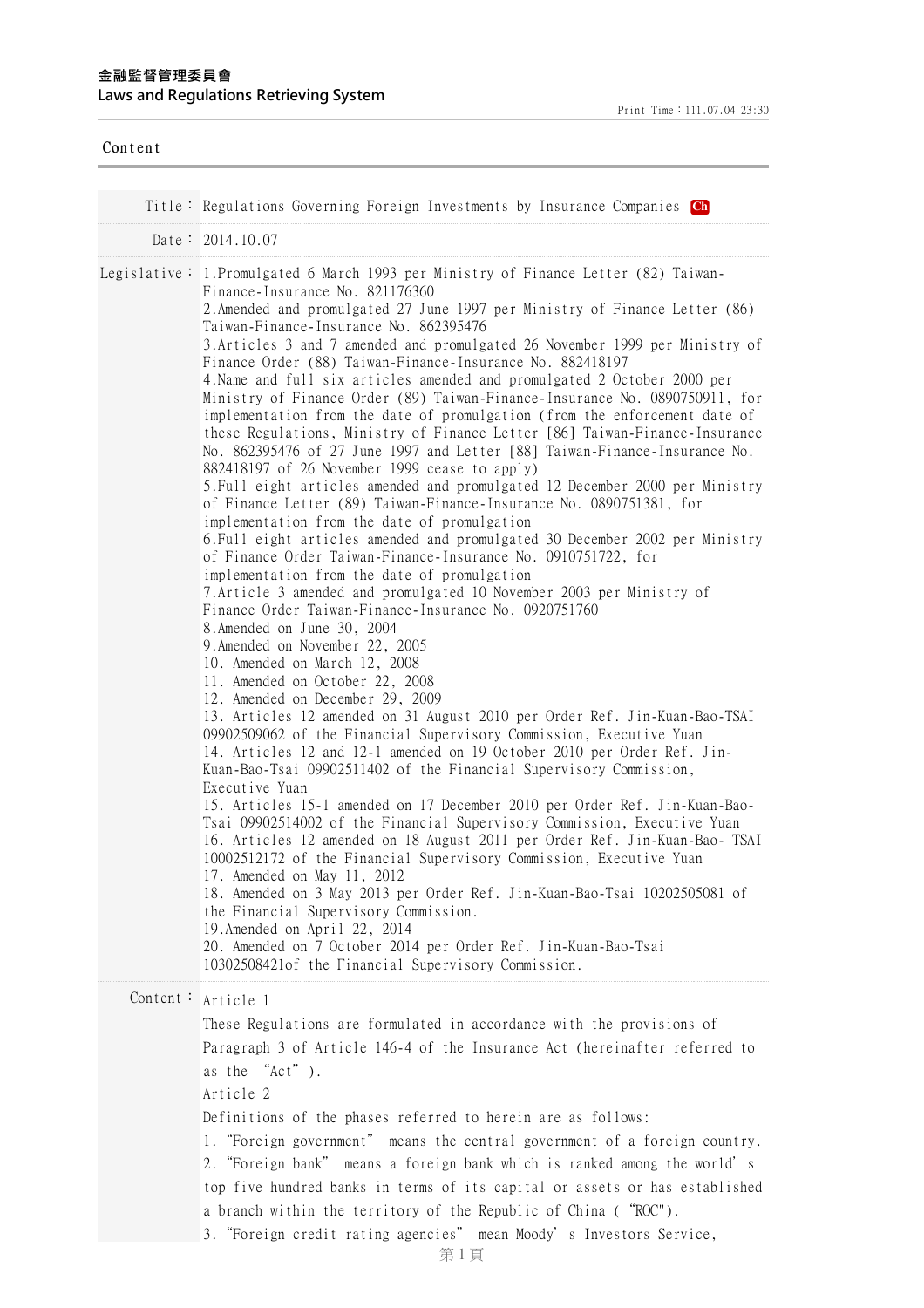**金融監督管理委員會**
**Laws and Regulations Retrieving System**

Print Time：111.07.04 23:30

## Content

**Title：** Regulations Governing Foreign Investments by Insurance Companies Ch

**Date：** 2014.10.07

**Legislative：**
1.Promulgated 6 March 1993 per Ministry of Finance Letter (82) Taiwan-Finance-Insurance No. 821176360
2.Amended and promulgated 27 June 1997 per Ministry of Finance Letter (86) Taiwan-Finance-Insurance No. 862395476
3.Articles 3 and 7 amended and promulgated 26 November 1999 per Ministry of Finance Order (88) Taiwan-Finance-Insurance No. 882418197
4.Name and full six articles amended and promulgated 2 October 2000 per Ministry of Finance Order (89) Taiwan-Finance-Insurance No. 0890750911, for implementation from the date of promulgation (from the enforcement date of these Regulations, Ministry of Finance Letter [86] Taiwan-Finance-Insurance No. 862395476 of 27 June 1997 and Letter [88] Taiwan-Finance-Insurance No. 882418197 of 26 November 1999 cease to apply)
5.Full eight articles amended and promulgated 12 December 2000 per Ministry of Finance Letter (89) Taiwan-Finance-Insurance No. 0890751381, for implementation from the date of promulgation
6.Full eight articles amended and promulgated 30 December 2002 per Ministry of Finance Order Taiwan-Finance-Insurance No. 0910751722, for implementation from the date of promulgation
7.Article 3 amended and promulgated 10 November 2003 per Ministry of Finance Order Taiwan-Finance-Insurance No. 0920751760
8.Amended on June 30, 2004
9.Amended on November 22, 2005
10. Amended on March 12, 2008
11. Amended on October 22, 2008
12. Amended on December 29, 2009
13. Articles 12 amended on 31 August 2010 per Order Ref. Jin-Kuan-Bao-TSAI 09902509062 of the Financial Supervisory Commission, Executive Yuan
14. Articles 12 and 12-1 amended on 19 October 2010 per Order Ref. Jin-Kuan-Bao-Tsai 09902511402 of the Financial Supervisory Commission, Executive Yuan
15. Articles 15-1 amended on 17 December 2010 per Order Ref. Jin-Kuan-Bao-Tsai 09902514002 of the Financial Supervisory Commission, Executive Yuan
16. Articles 12 amended on 18 August 2011 per Order Ref. Jin-Kuan-Bao- TSAI 10002512172 of the Financial Supervisory Commission, Executive Yuan
17. Amended on May 11, 2012
18. Amended on 3 May 2013 per Order Ref. Jin-Kuan-Bao-Tsai 10202505081 of the Financial Supervisory Commission.
19.Amended on April 22, 2014
20. Amended on 7 October 2014 per Order Ref. Jin-Kuan-Bao-Tsai 10302508421of the Financial Supervisory Commission.

**Content：**

Article 1

These Regulations are formulated in accordance with the provisions of Paragraph 3 of Article 146-4 of the Insurance Act (hereinafter referred to as the "Act").

Article 2

Definitions of the phases referred to herein are as follows:

1. "Foreign government" means the central government of a foreign country.
2. "Foreign bank" means a foreign bank which is ranked among the world's top five hundred banks in terms of its capital or assets or has established a branch within the territory of the Republic of China ( "ROC").
3. "Foreign credit rating agencies" mean Moody's Investors Service,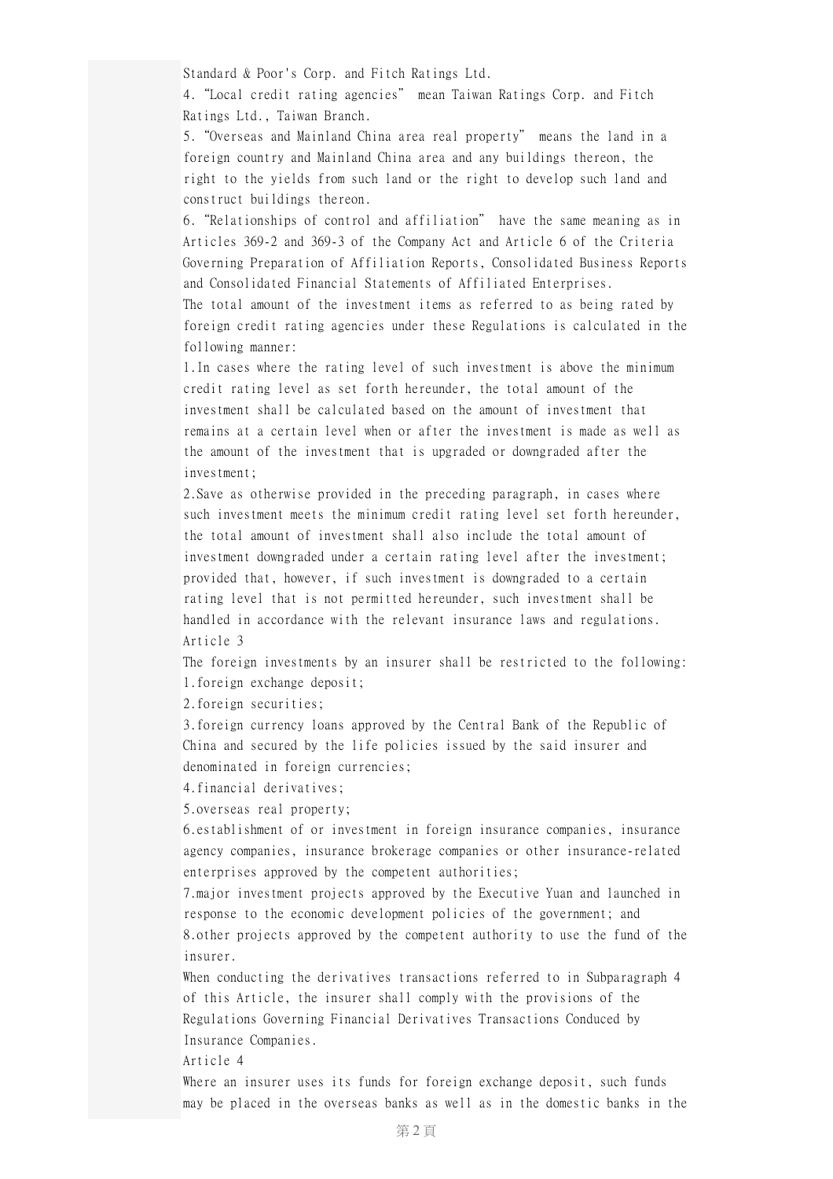Standard & Poor's Corp. and Fitch Ratings Ltd.

4. "Local credit rating agencies" mean Taiwan Ratings Corp. and Fitch Ratings Ltd., Taiwan Branch.

5. "Overseas and Mainland China area real property" means the land in a foreign country and Mainland China area and any buildings thereon, the right to the yields from such land or the right to develop such land and construct buildings thereon.

6. "Relationships of control and affiliation" have the same meaning as in Articles 369-2 and 369-3 of the Company Act and Article 6 of the Criteria Governing Preparation of Affiliation Reports, Consolidated Business Reports and Consolidated Financial Statements of Affiliated Enterprises.

The total amount of the investment items as referred to as being rated by foreign credit rating agencies under these Regulations is calculated in the following manner:

1.In cases where the rating level of such investment is above the minimum credit rating level as set forth hereunder, the total amount of the investment shall be calculated based on the amount of investment that remains at a certain level when or after the investment is made as well as the amount of the investment that is upgraded or downgraded after the investment;

2.Save as otherwise provided in the preceding paragraph, in cases where such investment meets the minimum credit rating level set forth hereunder, the total amount of investment shall also include the total amount of investment downgraded under a certain rating level after the investment; provided that, however, if such investment is downgraded to a certain rating level that is not permitted hereunder, such investment shall be handled in accordance with the relevant insurance laws and regulations.

Article 3

The foreign investments by an insurer shall be restricted to the following:

1.foreign exchange deposit;

2.foreign securities;

3.foreign currency loans approved by the Central Bank of the Republic of China and secured by the life policies issued by the said insurer and denominated in foreign currencies;

4.financial derivatives;

5.overseas real property;

6.establishment of or investment in foreign insurance companies, insurance agency companies, insurance brokerage companies or other insurance-related enterprises approved by the competent authorities;

7.major investment projects approved by the Executive Yuan and launched in response to the economic development policies of the government; and

8.other projects approved by the competent authority to use the fund of the insurer.

When conducting the derivatives transactions referred to in Subparagraph 4 of this Article, the insurer shall comply with the provisions of the Regulations Governing Financial Derivatives Transactions Conduced by Insurance Companies.

Article 4

Where an insurer uses its funds for foreign exchange deposit, such funds may be placed in the overseas banks as well as in the domestic banks in the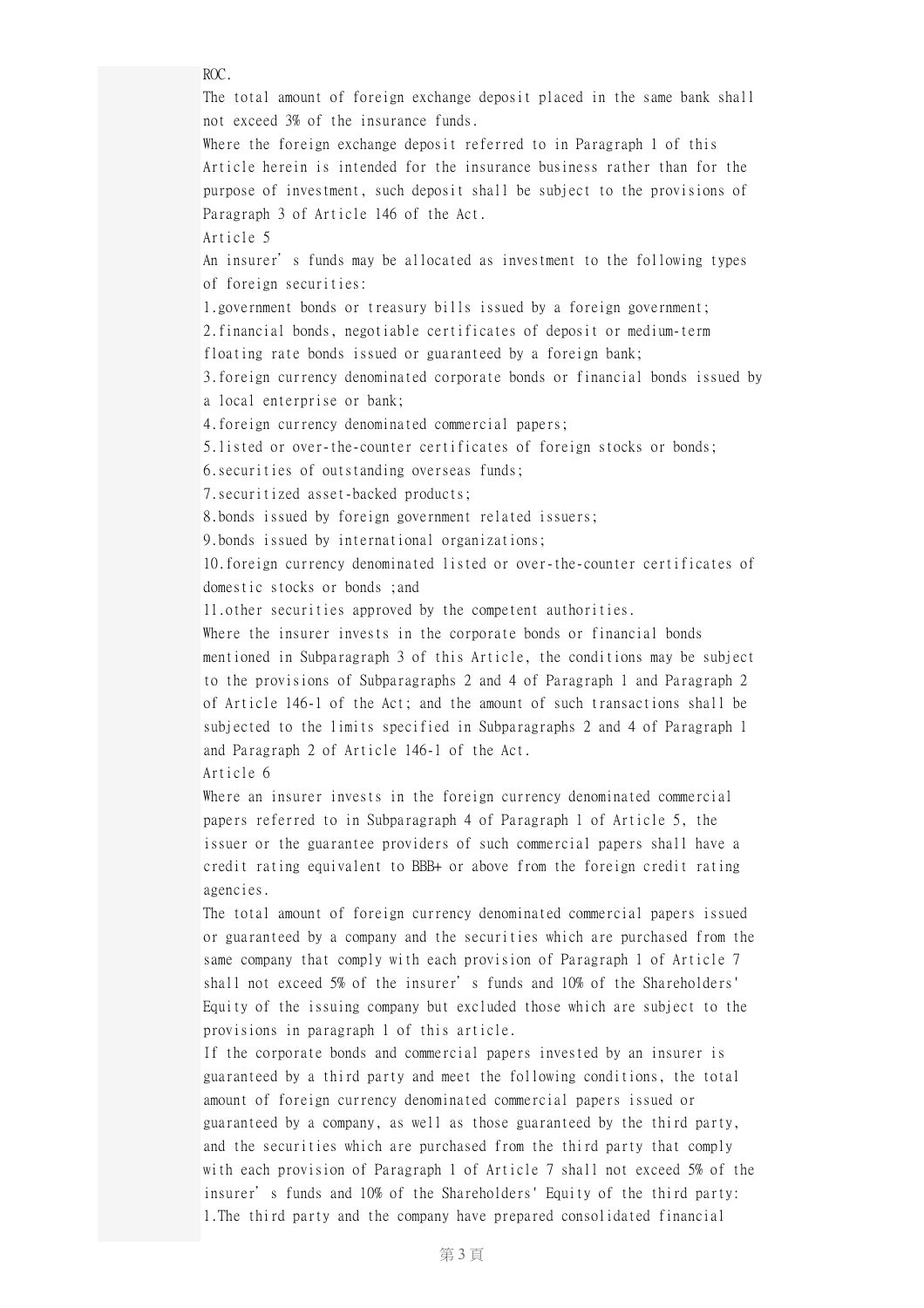ROC.

The total amount of foreign exchange deposit placed in the same bank shall not exceed 3% of the insurance funds.

Where the foreign exchange deposit referred to in Paragraph 1 of this Article herein is intended for the insurance business rather than for the purpose of investment, such deposit shall be subject to the provisions of Paragraph 3 of Article 146 of the Act.

Article 5

An insurer's funds may be allocated as investment to the following types of foreign securities:

1.government bonds or treasury bills issued by a foreign government;
2.financial bonds, negotiable certificates of deposit or medium-term floating rate bonds issued or guaranteed by a foreign bank;
3.foreign currency denominated corporate bonds or financial bonds issued by a local enterprise or bank;
4.foreign currency denominated commercial papers;
5.listed or over-the-counter certificates of foreign stocks or bonds;
6.securities of outstanding overseas funds;
7.securitized asset-backed products;
8.bonds issued by foreign government related issuers;
9.bonds issued by international organizations;
10.foreign currency denominated listed or over-the-counter certificates of domestic stocks or bonds ;and
11.other securities approved by the competent authorities.

Where the insurer invests in the corporate bonds or financial bonds mentioned in Subparagraph 3 of this Article, the conditions may be subject to the provisions of Subparagraphs 2 and 4 of Paragraph 1 and Paragraph 2 of Article 146-1 of the Act; and the amount of such transactions shall be subjected to the limits specified in Subparagraphs 2 and 4 of Paragraph 1 and Paragraph 2 of Article 146-1 of the Act.

Article 6

Where an insurer invests in the foreign currency denominated commercial papers referred to in Subparagraph 4 of Paragraph 1 of Article 5, the issuer or the guarantee providers of such commercial papers shall have a credit rating equivalent to BBB+ or above from the foreign credit rating agencies.

The total amount of foreign currency denominated commercial papers issued or guaranteed by a company and the securities which are purchased from the same company that comply with each provision of Paragraph 1 of Article 7 shall not exceed 5% of the insurer's funds and 10% of the Shareholders' Equity of the issuing company but excluded those which are subject to the provisions in paragraph 1 of this article.

If the corporate bonds and commercial papers invested by an insurer is guaranteed by a third party and meet the following conditions, the total amount of foreign currency denominated commercial papers issued or guaranteed by a company, as well as those guaranteed by the third party, and the securities which are purchased from the third party that comply with each provision of Paragraph 1 of Article 7 shall not exceed 5% of the insurer's funds and 10% of the Shareholders' Equity of the third party:

1.The third party and the company have prepared consolidated financial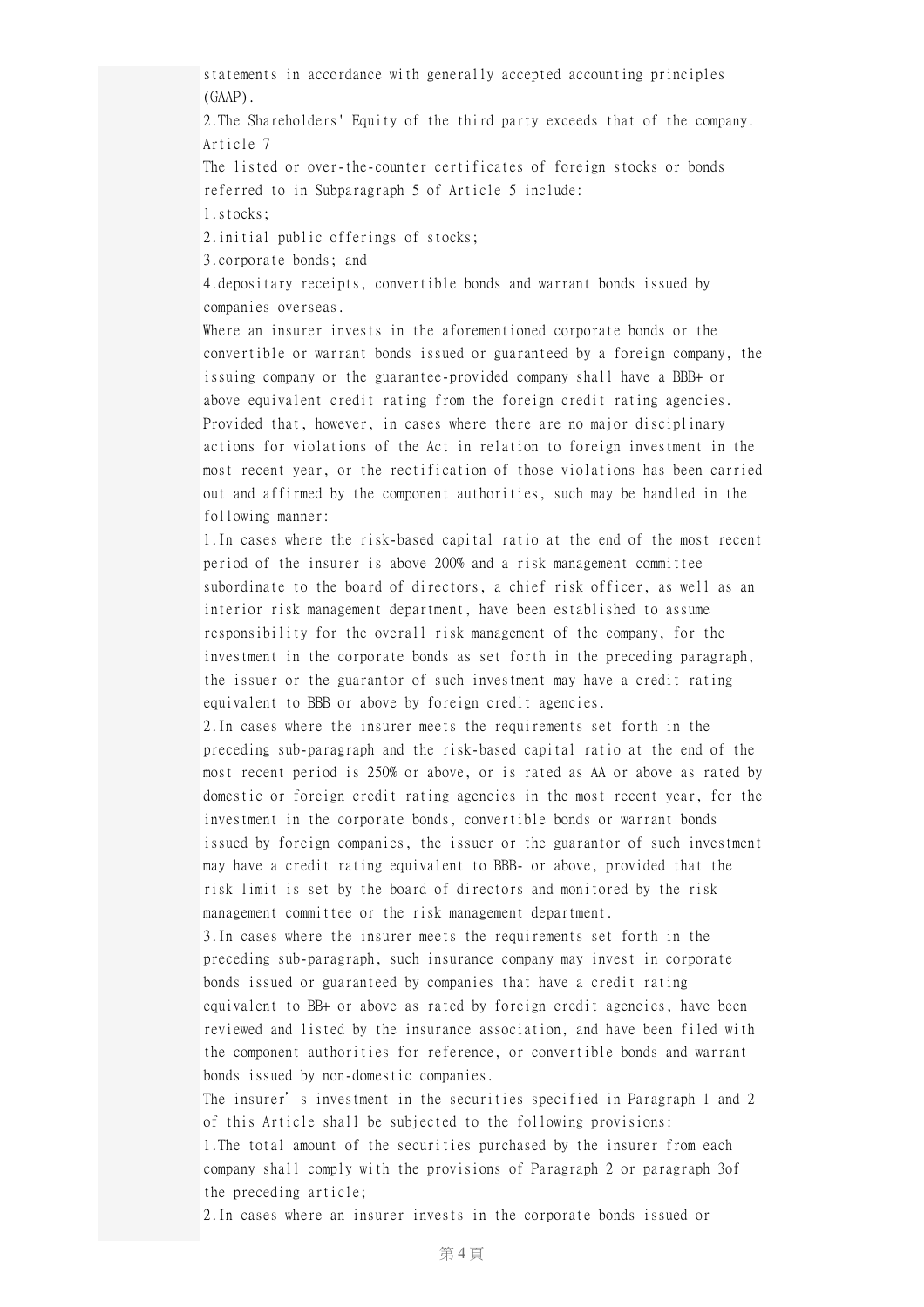statements in accordance with generally accepted accounting principles (GAAP).

2.The Shareholders' Equity of the third party exceeds that of the company.

Article 7

The listed or over-the-counter certificates of foreign stocks or bonds referred to in Subparagraph 5 of Article 5 include:

1.stocks;

2.initial public offerings of stocks;

3.corporate bonds; and

4.depositary receipts, convertible bonds and warrant bonds issued by companies overseas.

Where an insurer invests in the aforementioned corporate bonds or the convertible or warrant bonds issued or guaranteed by a foreign company, the issuing company or the guarantee-provided company shall have a BBB+ or above equivalent credit rating from the foreign credit rating agencies. Provided that, however, in cases where there are no major disciplinary actions for violations of the Act in relation to foreign investment in the most recent year, or the rectification of those violations has been carried out and affirmed by the component authorities, such may be handled in the following manner:

1.In cases where the risk-based capital ratio at the end of the most recent period of the insurer is above 200% and a risk management committee subordinate to the board of directors, a chief risk officer, as well as an interior risk management department, have been established to assume responsibility for the overall risk management of the company, for the investment in the corporate bonds as set forth in the preceding paragraph, the issuer or the guarantor of such investment may have a credit rating equivalent to BBB or above by foreign credit agencies.

2.In cases where the insurer meets the requirements set forth in the preceding sub-paragraph and the risk-based capital ratio at the end of the most recent period is 250% or above, or is rated as AA or above as rated by domestic or foreign credit rating agencies in the most recent year, for the investment in the corporate bonds, convertible bonds or warrant bonds issued by foreign companies, the issuer or the guarantor of such investment may have a credit rating equivalent to BBB- or above, provided that the risk limit is set by the board of directors and monitored by the risk management committee or the risk management department.

3.In cases where the insurer meets the requirements set forth in the preceding sub-paragraph, such insurance company may invest in corporate bonds issued or guaranteed by companies that have a credit rating equivalent to BB+ or above as rated by foreign credit agencies, have been reviewed and listed by the insurance association, and have been filed with the component authorities for reference, or convertible bonds and warrant bonds issued by non-domestic companies.

The insurer's investment in the securities specified in Paragraph 1 and 2 of this Article shall be subjected to the following provisions:

1.The total amount of the securities purchased by the insurer from each company shall comply with the provisions of Paragraph 2 or paragraph 3of the preceding article;

2.In cases where an insurer invests in the corporate bonds issued or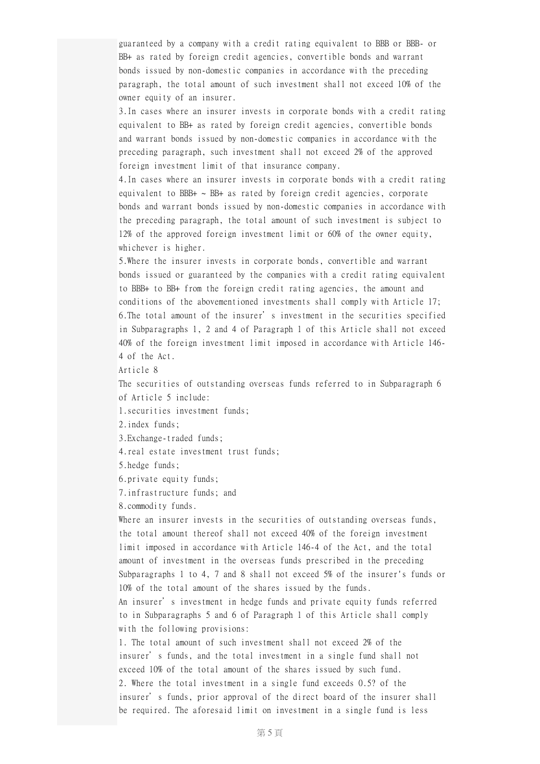guaranteed by a company with a credit rating equivalent to BBB or BBB- or BB+ as rated by foreign credit agencies, convertible bonds and warrant bonds issued by non-domestic companies in accordance with the preceding paragraph, the total amount of such investment shall not exceed 10% of the owner equity of an insurer.

3.In cases where an insurer invests in corporate bonds with a credit rating equivalent to BB+ as rated by foreign credit agencies, convertible bonds and warrant bonds issued by non-domestic companies in accordance with the preceding paragraph, such investment shall not exceed 2% of the approved foreign investment limit of that insurance company.

4.In cases where an insurer invests in corporate bonds with a credit rating equivalent to BBB+ ~ BB+ as rated by foreign credit agencies, corporate bonds and warrant bonds issued by non-domestic companies in accordance with the preceding paragraph, the total amount of such investment is subject to 12% of the approved foreign investment limit or 60% of the owner equity, whichever is higher.

5.Where the insurer invests in corporate bonds, convertible and warrant bonds issued or guaranteed by the companies with a credit rating equivalent to BBB+ to BB+ from the foreign credit rating agencies, the amount and conditions of the abovementioned investments shall comply with Article 17;

6.The total amount of the insurer's investment in the securities specified in Subparagraphs 1, 2 and 4 of Paragraph 1 of this Article shall not exceed 40% of the foreign investment limit imposed in accordance with Article 146-4 of the Act.

Article 8

The securities of outstanding overseas funds referred to in Subparagraph 6 of Article 5 include:

1.securities investment funds;

2.index funds;

3.Exchange-traded funds;

4.real estate investment trust funds;

5.hedge funds;

6.private equity funds;

7.infrastructure funds; and

8.commodity funds.

Where an insurer invests in the securities of outstanding overseas funds, the total amount thereof shall not exceed 40% of the foreign investment limit imposed in accordance with Article 146-4 of the Act, and the total amount of investment in the overseas funds prescribed in the preceding Subparagraphs 1 to 4, 7 and 8 shall not exceed 5% of the insurer's funds or 10% of the total amount of the shares issued by the funds.

An insurer's investment in hedge funds and private equity funds referred to in Subparagraphs 5 and 6 of Paragraph 1 of this Article shall comply with the following provisions:

1. The total amount of such investment shall not exceed 2% of the insurer's funds, and the total investment in a single fund shall not exceed 10% of the total amount of the shares issued by such fund.

2. Where the total investment in a single fund exceeds 0.5? of the insurer's funds, prior approval of the direct board of the insurer shall be required. The aforesaid limit on investment in a single fund is less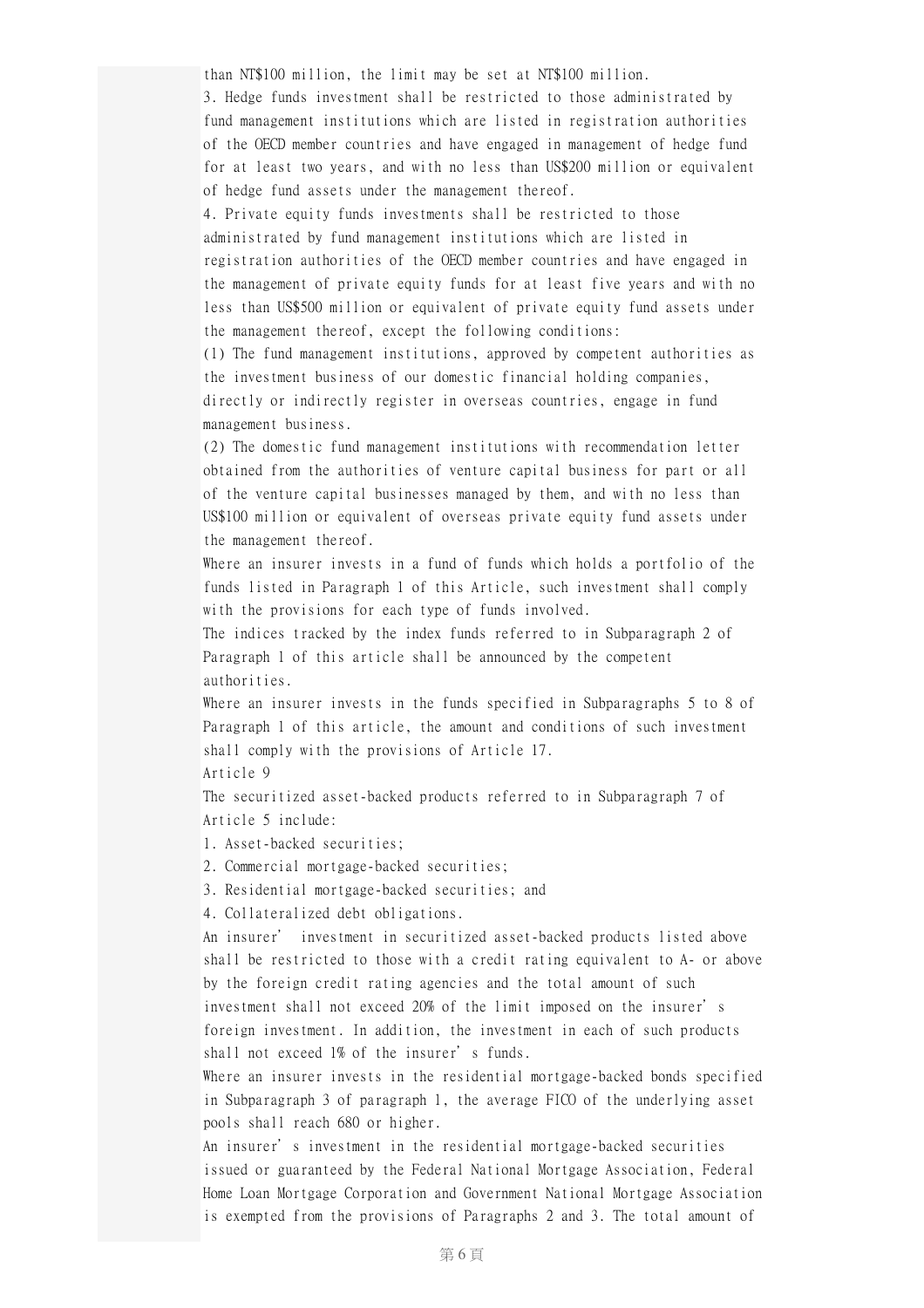than NT$100 million, the limit may be set at NT$100 million.

3. Hedge funds investment shall be restricted to those administrated by fund management institutions which are listed in registration authorities of the OECD member countries and have engaged in management of hedge fund for at least two years, and with no less than US$200 million or equivalent of hedge fund assets under the management thereof.

4. Private equity funds investments shall be restricted to those administrated by fund management institutions which are listed in registration authorities of the OECD member countries and have engaged in the management of private equity funds for at least five years and with no less than US$500 million or equivalent of private equity fund assets under the management thereof, except the following conditions:

(1) The fund management institutions, approved by competent authorities as the investment business of our domestic financial holding companies, directly or indirectly register in overseas countries, engage in fund management business.

(2) The domestic fund management institutions with recommendation letter obtained from the authorities of venture capital business for part or all of the venture capital businesses managed by them, and with no less than US$100 million or equivalent of overseas private equity fund assets under the management thereof.

Where an insurer invests in a fund of funds which holds a portfolio of the funds listed in Paragraph 1 of this Article, such investment shall comply with the provisions for each type of funds involved.

The indices tracked by the index funds referred to in Subparagraph 2 of Paragraph 1 of this article shall be announced by the competent authorities.

Where an insurer invests in the funds specified in Subparagraphs 5 to 8 of Paragraph 1 of this article, the amount and conditions of such investment shall comply with the provisions of Article 17.

Article 9

The securitized asset-backed products referred to in Subparagraph 7 of Article 5 include:

1. Asset-backed securities;
2. Commercial mortgage-backed securities;
3. Residential mortgage-backed securities; and
4. Collateralized debt obligations.

An insurer' investment in securitized asset-backed products listed above shall be restricted to those with a credit rating equivalent to A- or above by the foreign credit rating agencies and the total amount of such investment shall not exceed 20% of the limit imposed on the insurer's foreign investment. In addition, the investment in each of such products shall not exceed 1% of the insurer's funds.

Where an insurer invests in the residential mortgage-backed bonds specified in Subparagraph 3 of paragraph 1, the average FICO of the underlying asset pools shall reach 680 or higher.

An insurer's investment in the residential mortgage-backed securities issued or guaranteed by the Federal National Mortgage Association, Federal Home Loan Mortgage Corporation and Government National Mortgage Association is exempted from the provisions of Paragraphs 2 and 3. The total amount of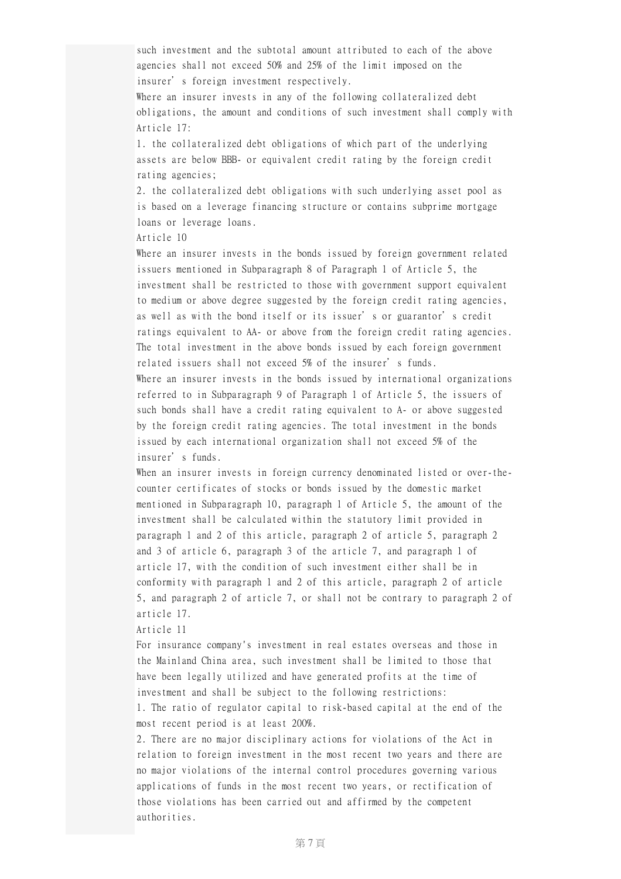such investment and the subtotal amount attributed to each of the above agencies shall not exceed 50% and 25% of the limit imposed on the insurer's foreign investment respectively.

Where an insurer invests in any of the following collateralized debt obligations, the amount and conditions of such investment shall comply with Article 17:

1. the collateralized debt obligations of which part of the underlying assets are below BBB- or equivalent credit rating by the foreign credit rating agencies;
2. the collateralized debt obligations with such underlying asset pool as is based on a leverage financing structure or contains subprime mortgage loans or leverage loans.

Article 10

Where an insurer invests in the bonds issued by foreign government related issuers mentioned in Subparagraph 8 of Paragraph 1 of Article 5, the investment shall be restricted to those with government support equivalent to medium or above degree suggested by the foreign credit rating agencies, as well as with the bond itself or its issuer's or guarantor's credit ratings equivalent to AA- or above from the foreign credit rating agencies. The total investment in the above bonds issued by each foreign government related issuers shall not exceed 5% of the insurer's funds.

Where an insurer invests in the bonds issued by international organizations referred to in Subparagraph 9 of Paragraph 1 of Article 5, the issuers of such bonds shall have a credit rating equivalent to A- or above suggested by the foreign credit rating agencies. The total investment in the bonds issued by each international organization shall not exceed 5% of the insurer's funds.

When an insurer invests in foreign currency denominated listed or over-the-counter certificates of stocks or bonds issued by the domestic market mentioned in Subparagraph 10, paragraph 1 of Article 5, the amount of the investment shall be calculated within the statutory limit provided in paragraph 1 and 2 of this article, paragraph 2 of article 5, paragraph 2 and 3 of article 6, paragraph 3 of the article 7, and paragraph 1 of article 17, with the condition of such investment either shall be in conformity with paragraph 1 and 2 of this article, paragraph 2 of article 5, and paragraph 2 of article 7, or shall not be contrary to paragraph 2 of article 17.

Article 11

For insurance company's investment in real estates overseas and those in the Mainland China area, such investment shall be limited to those that have been legally utilized and have generated profits at the time of investment and shall be subject to the following restrictions:

1. The ratio of regulator capital to risk-based capital at the end of the most recent period is at least 200%.
2. There are no major disciplinary actions for violations of the Act in relation to foreign investment in the most recent two years and there are no major violations of the internal control procedures governing various applications of funds in the most recent two years, or rectification of those violations has been carried out and affirmed by the competent authorities.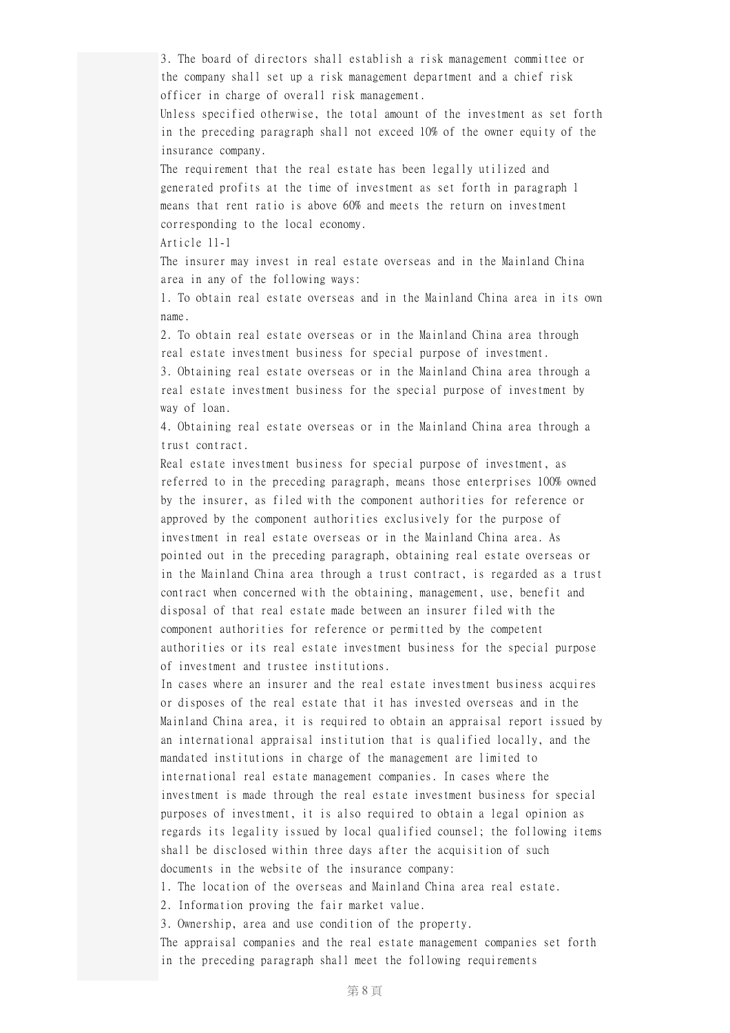3. The board of directors shall establish a risk management committee or the company shall set up a risk management department and a chief risk officer in charge of overall risk management.

Unless specified otherwise, the total amount of the investment as set forth in the preceding paragraph shall not exceed 10% of the owner equity of the insurance company.

The requirement that the real estate has been legally utilized and generated profits at the time of investment as set forth in paragraph 1 means that rent ratio is above 60% and meets the return on investment corresponding to the local economy.

Article 11-1

The insurer may invest in real estate overseas and in the Mainland China area in any of the following ways:

1. To obtain real estate overseas and in the Mainland China area in its own name.
2. To obtain real estate overseas or in the Mainland China area through real estate investment business for special purpose of investment.
3. Obtaining real estate overseas or in the Mainland China area through a real estate investment business for the special purpose of investment by way of loan.
4. Obtaining real estate overseas or in the Mainland China area through a trust contract.

Real estate investment business for special purpose of investment, as referred to in the preceding paragraph, means those enterprises 100% owned by the insurer, as filed with the component authorities for reference or approved by the component authorities exclusively for the purpose of investment in real estate overseas or in the Mainland China area. As pointed out in the preceding paragraph, obtaining real estate overseas or in the Mainland China area through a trust contract, is regarded as a trust contract when concerned with the obtaining, management, use, benefit and disposal of that real estate made between an insurer filed with the component authorities for reference or permitted by the competent authorities or its real estate investment business for the special purpose of investment and trustee institutions.

In cases where an insurer and the real estate investment business acquires or disposes of the real estate that it has invested overseas and in the Mainland China area, it is required to obtain an appraisal report issued by an international appraisal institution that is qualified locally, and the mandated institutions in charge of the management are limited to international real estate management companies. In cases where the investment is made through the real estate investment business for special purposes of investment, it is also required to obtain a legal opinion as regards its legality issued by local qualified counsel; the following items shall be disclosed within three days after the acquisition of such documents in the website of the insurance company:

1. The location of the overseas and Mainland China area real estate.
2. Information proving the fair market value.
3. Ownership, area and use condition of the property.

The appraisal companies and the real estate management companies set forth in the preceding paragraph shall meet the following requirements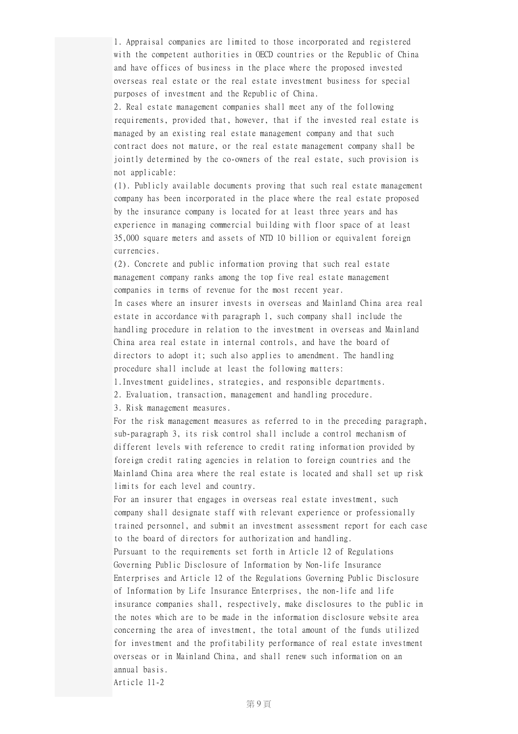1. Appraisal companies are limited to those incorporated and registered with the competent authorities in OECD countries or the Republic of China and have offices of business in the place where the proposed invested overseas real estate or the real estate investment business for special purposes of investment and the Republic of China.

2. Real estate management companies shall meet any of the following requirements, provided that, however, that if the invested real estate is managed by an existing real estate management company and that such contract does not mature, or the real estate management company shall be jointly determined by the co-owners of the real estate, such provision is not applicable:

(1). Publicly available documents proving that such real estate management company has been incorporated in the place where the real estate proposed by the insurance company is located for at least three years and has experience in managing commercial building with floor space of at least 35,000 square meters and assets of NTD 10 billion or equivalent foreign currencies.

(2). Concrete and public information proving that such real estate management company ranks among the top five real estate management companies in terms of revenue for the most recent year.

In cases where an insurer invests in overseas and Mainland China area real estate in accordance with paragraph 1, such company shall include the handling procedure in relation to the investment in overseas and Mainland China area real estate in internal controls, and have the board of directors to adopt it; such also applies to amendment. The handling procedure shall include at least the following matters:

1.Investment guidelines, strategies, and responsible departments.

2. Evaluation, transaction, management and handling procedure.

3. Risk management measures.

For the risk management measures as referred to in the preceding paragraph, sub-paragraph 3, its risk control shall include a control mechanism of different levels with reference to credit rating information provided by foreign credit rating agencies in relation to foreign countries and the Mainland China area where the real estate is located and shall set up risk limits for each level and country.

For an insurer that engages in overseas real estate investment, such company shall designate staff with relevant experience or professionally trained personnel, and submit an investment assessment report for each case to the board of directors for authorization and handling.

Pursuant to the requirements set forth in Article 12 of Regulations Governing Public Disclosure of Information by Non-life Insurance Enterprises and Article 12 of the Regulations Governing Public Disclosure of Information by Life Insurance Enterprises, the non-life and life insurance companies shall, respectively, make disclosures to the public in the notes which are to be made in the information disclosure website area concerning the area of investment, the total amount of the funds utilized for investment and the profitability performance of real estate investment overseas or in Mainland China, and shall renew such information on an annual basis.

Article 11-2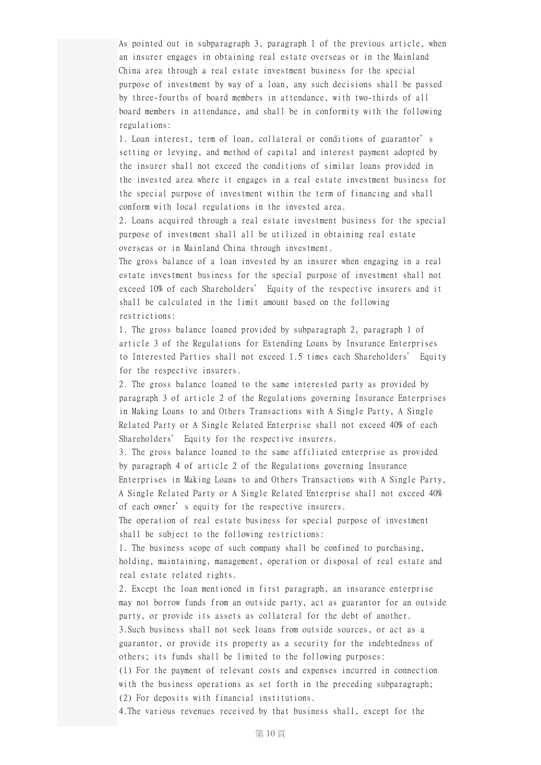As pointed out in subparagraph 3, paragraph 1 of the previous article, when an insurer engages in obtaining real estate overseas or in the Mainland China area through a real estate investment business for the special purpose of investment by way of a loan, any such decisions shall be passed by three-fourths of board members in attendance, with two-thirds of all board members in attendance, and shall be in conformity with the following regulations:

1. Loan interest, term of loan, collateral or conditions of guarantor’s setting or levying, and method of capital and interest payment adopted by the insurer shall not exceed the conditions of similar loans provided in the invested area where it engages in a real estate investment business for the special purpose of investment within the term of financing and shall conform with local regulations in the invested area.
2. Loans acquired through a real estate investment business for the special purpose of investment shall all be utilized in obtaining real estate overseas or in Mainland China through investment.

The gross balance of a loan invested by an insurer when engaging in a real estate investment business for the special purpose of investment shall not exceed 10% of each Shareholders’ Equity of the respective insurers and it shall be calculated in the limit amount based on the following restrictions:

1. The gross balance loaned provided by subparagraph 2, paragraph 1 of article 3 of the Regulations for Extending Loans by Insurance Enterprises to Interested Parties shall not exceed 1.5 times each Shareholders’ Equity for the respective insurers.
2. The gross balance loaned to the same interested party as provided by paragraph 3 of article 2 of the Regulations governing Insurance Enterprises in Making Loans to and Others Transactions with A Single Party, A Single Related Party or A Single Related Enterprise shall not exceed 40% of each Shareholders’ Equity for the respective insurers.
3. The gross balance loaned to the same affiliated enterprise as provided by paragraph 4 of article 2 of the Regulations governing Insurance Enterprises in Making Loans to and Others Transactions with A Single Party, A Single Related Party or A Single Related Enterprise shall not exceed 40% of each owner’s equity for the respective insurers.

The operation of real estate business for special purpose of investment shall be subject to the following restrictions:

1. The business scope of such company shall be confined to purchasing, holding, maintaining, management, operation or disposal of real estate and real estate related rights.
2. Except the loan mentioned in first paragraph, an insurance enterprise may not borrow funds from an outside party, act as guarantor for an outside party, or provide its assets as collateral for the debt of another.
3. Such business shall not seek loans from outside sources, or act as a guarantor, or provide its property as a security for the indebtedness of others; its funds shall be limited to the following purposes:
(1) For the payment of relevant costs and expenses incurred in connection with the business operations as set forth in the preceding subparagraph;
(2) For deposits with financial institutions.
4. The various revenues received by that business shall, except for the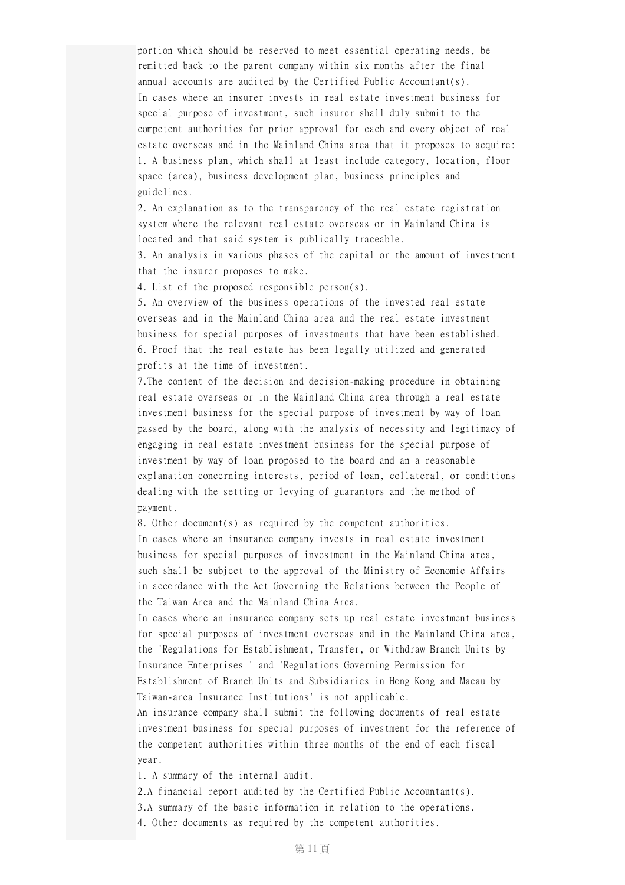portion which should be reserved to meet essential operating needs, be remitted back to the parent company within six months after the final annual accounts are audited by the Certified Public Accountant(s).

In cases where an insurer invests in real estate investment business for special purpose of investment, such insurer shall duly submit to the competent authorities for prior approval for each and every object of real estate overseas and in the Mainland China area that it proposes to acquire:

1. A business plan, which shall at least include category, location, floor space (area), business development plan, business principles and guidelines.
2. An explanation as to the transparency of the real estate registration system where the relevant real estate overseas or in Mainland China is located and that said system is publically traceable.
3. An analysis in various phases of the capital or the amount of investment that the insurer proposes to make.
4. List of the proposed responsible person(s).
5. An overview of the business operations of the invested real estate overseas and in the Mainland China area and the real estate investment business for special purposes of investments that have been established.
6. Proof that the real estate has been legally utilized and generated profits at the time of investment.
7. The content of the decision and decision-making procedure in obtaining real estate overseas or in the Mainland China area through a real estate investment business for the special purpose of investment by way of loan passed by the board, along with the analysis of necessity and legitimacy of engaging in real estate investment business for the special purpose of investment by way of loan proposed to the board and an a reasonable explanation concerning interests, period of loan, collateral, or conditions dealing with the setting or levying of guarantors and the method of payment.
8. Other document(s) as required by the competent authorities.

In cases where an insurance company invests in real estate investment business for special purposes of investment in the Mainland China area, such shall be subject to the approval of the Ministry of Economic Affairs in accordance with the Act Governing the Relations between the People of the Taiwan Area and the Mainland China Area.

In cases where an insurance company sets up real estate investment business for special purposes of investment overseas and in the Mainland China area, the 'Regulations for Establishment, Transfer, or Withdraw Branch Units by Insurance Enterprises ' and 'Regulations Governing Permission for Establishment of Branch Units and Subsidiaries in Hong Kong and Macau by Taiwan-area Insurance Institutions' is not applicable.

An insurance company shall submit the following documents of real estate investment business for special purposes of investment for the reference of the competent authorities within three months of the end of each fiscal year.

1. A summary of the internal audit.
2. A financial report audited by the Certified Public Accountant(s).
3. A summary of the basic information in relation to the operations.
4. Other documents as required by the competent authorities.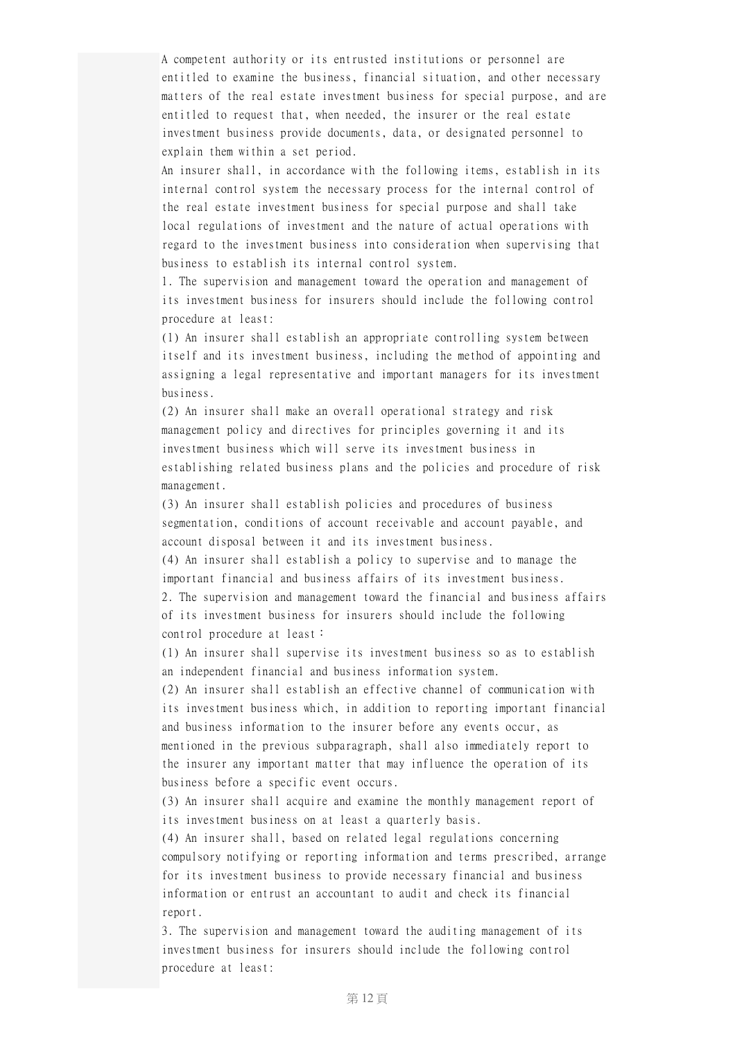A competent authority or its entrusted institutions or personnel are entitled to examine the business, financial situation, and other necessary matters of the real estate investment business for special purpose, and are entitled to request that, when needed, the insurer or the real estate investment business provide documents, data, or designated personnel to explain them within a set period.

An insurer shall, in accordance with the following items, establish in its internal control system the necessary process for the internal control of the real estate investment business for special purpose and shall take local regulations of investment and the nature of actual operations with regard to the investment business into consideration when supervising that business to establish its internal control system.

1. The supervision and management toward the operation and management of its investment business for insurers should include the following control procedure at least:

(1) An insurer shall establish an appropriate controlling system between itself and its investment business, including the method of appointing and assigning a legal representative and important managers for its investment business.

(2) An insurer shall make an overall operational strategy and risk management policy and directives for principles governing it and its investment business which will serve its investment business in establishing related business plans and the policies and procedure of risk management.

(3) An insurer shall establish policies and procedures of business segmentation, conditions of account receivable and account payable, and account disposal between it and its investment business.

(4) An insurer shall establish a policy to supervise and to manage the important financial and business affairs of its investment business.

2. The supervision and management toward the financial and business affairs of its investment business for insurers should include the following control procedure at least：

(1) An insurer shall supervise its investment business so as to establish an independent financial and business information system.

(2) An insurer shall establish an effective channel of communication with its investment business which, in addition to reporting important financial and business information to the insurer before any events occur, as mentioned in the previous subparagraph, shall also immediately report to the insurer any important matter that may influence the operation of its business before a specific event occurs.

(3) An insurer shall acquire and examine the monthly management report of its investment business on at least a quarterly basis.

(4) An insurer shall, based on related legal regulations concerning compulsory notifying or reporting information and terms prescribed, arrange for its investment business to provide necessary financial and business information or entrust an accountant to audit and check its financial report.

3. The supervision and management toward the auditing management of its investment business for insurers should include the following control procedure at least: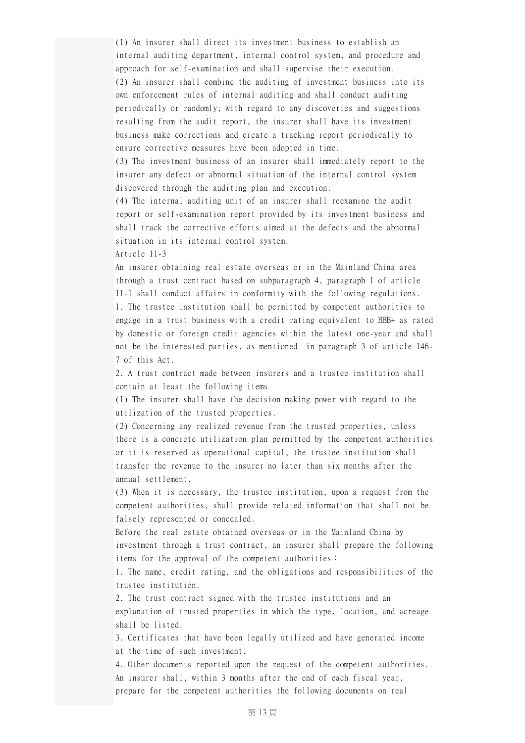(1) An insurer shall direct its investment business to establish an internal auditing department, internal control system, and procedure and approach for self-examination and shall supervise their execution.
(2) An insurer shall combine the auditing of investment business into its own enforcement rules of internal auditing and shall conduct auditing periodically or randomly; with regard to any discoveries and suggestions resulting from the audit report, the insurer shall have its investment business make corrections and create a tracking report periodically to ensure corrective measures have been adopted in time.
(3) The investment business of an insurer shall immediately report to the insurer any defect or abnormal situation of the internal control system discovered through the auditing plan and execution.
(4) The internal auditing unit of an insurer shall reexamine the audit report or self-examination report provided by its investment business and shall track the corrective efforts aimed at the defects and the abnormal situation in its internal control system.

Article 11-3

An insurer obtaining real estate overseas or in the Mainland China area through a trust contract based on subparagraph 4, paragraph 1 of article 11-1 shall conduct affairs in conformity with the following regulations.

1. The trustee institution shall be permitted by competent authorities to engage in a trust business with a credit rating equivalent to BBB+ as rated by domestic or foreign credit agencies within the latest one-year and shall not be the interested parties, as mentioned in paragraph 3 of article 146-7 of this Act.
2. A trust contract made between insurers and a trustee institution shall contain at least the following items
(1) The insurer shall have the decision making power with regard to the utilization of the trusted properties.
(2) Concerning any realized revenue from the trusted properties, unless there is a concrete utilization plan permitted by the competent authorities or it is reserved as operational capital, the trustee institution shall transfer the revenue to the insurer no later than six months after the annual settlement.
(3) When it is necessary, the trustee institution, upon a request from the competent authorities, shall provide related information that shall not be falsely represented or concealed.

Before the real estate obtained overseas or in the Mainland China by investment through a trust contract, an insurer shall prepare the following items for the approval of the competent authorities：

1. The name, credit rating, and the obligations and responsibilities of the trustee institution.
2. The trust contract signed with the trustee institutions and an explanation of trusted properties in which the type, location, and acreage shall be listed.
3. Certificates that have been legally utilized and have generated income at the time of such investment.
4. Other documents reported upon the request of the competent authorities.

An insurer shall, within 3 months after the end of each fiscal year, prepare for the competent authorities the following documents on real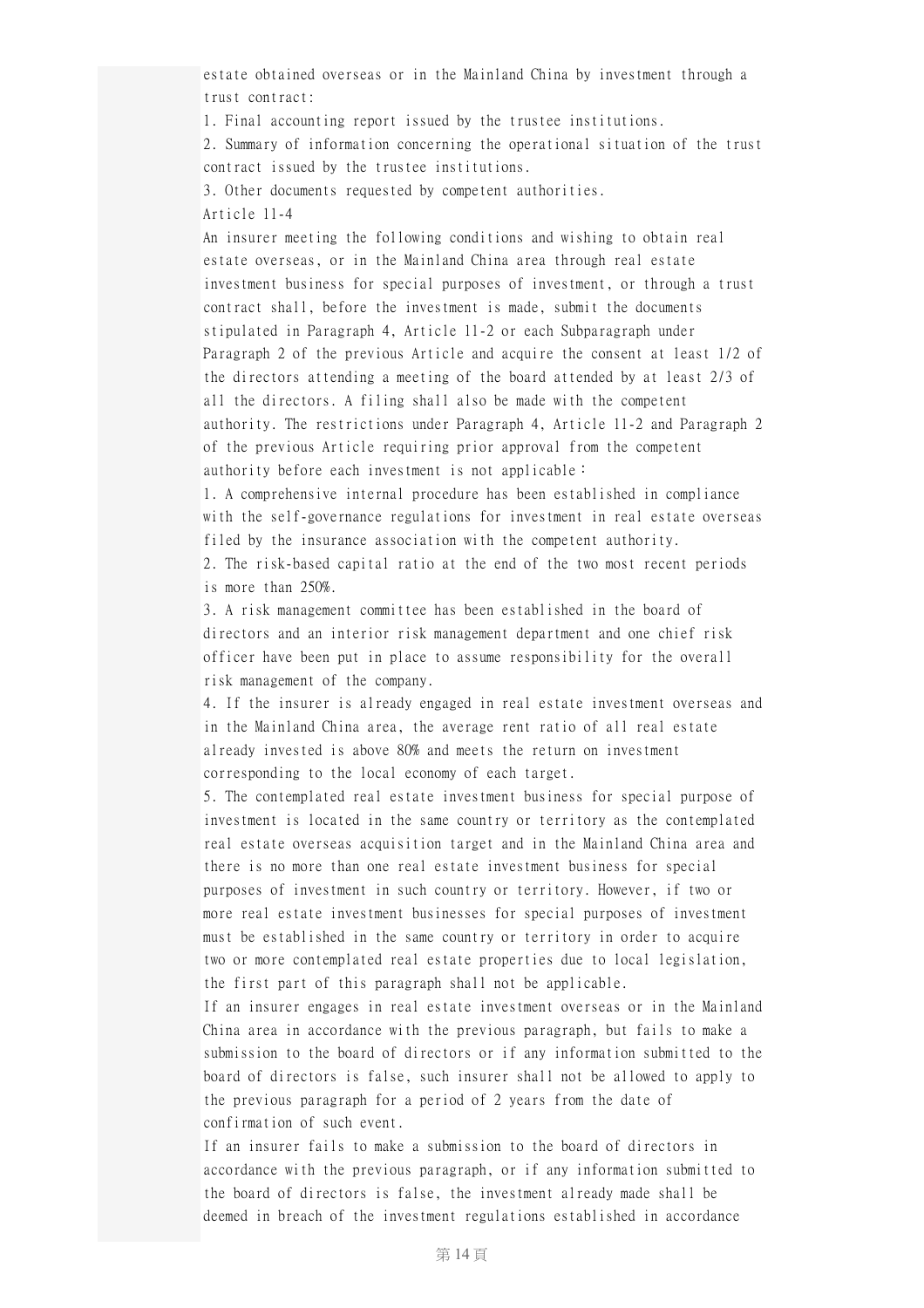estate obtained overseas or in the Mainland China by investment through a trust contract:

1. Final accounting report issued by the trustee institutions.
2. Summary of information concerning the operational situation of the trust contract issued by the trustee institutions.
3. Other documents requested by competent authorities.

Article 11-4

An insurer meeting the following conditions and wishing to obtain real estate overseas, or in the Mainland China area through real estate investment business for special purposes of investment, or through a trust contract shall, before the investment is made, submit the documents stipulated in Paragraph 4, Article 11-2 or each Subparagraph under Paragraph 2 of the previous Article and acquire the consent at least 1/2 of the directors attending a meeting of the board attended by at least 2/3 of all the directors. A filing shall also be made with the competent authority. The restrictions under Paragraph 4, Article 11-2 and Paragraph 2 of the previous Article requiring prior approval from the competent authority before each investment is not applicable：

1. A comprehensive internal procedure has been established in compliance with the self-governance regulations for investment in real estate overseas filed by the insurance association with the competent authority.
2. The risk-based capital ratio at the end of the two most recent periods is more than 250%.
3. A risk management committee has been established in the board of directors and an interior risk management department and one chief risk officer have been put in place to assume responsibility for the overall risk management of the company.
4. If the insurer is already engaged in real estate investment overseas and in the Mainland China area, the average rent ratio of all real estate already invested is above 80% and meets the return on investment corresponding to the local economy of each target.
5. The contemplated real estate investment business for special purpose of investment is located in the same country or territory as the contemplated real estate overseas acquisition target and in the Mainland China area and there is no more than one real estate investment business for special purposes of investment in such country or territory. However, if two or more real estate investment businesses for special purposes of investment must be established in the same country or territory in order to acquire two or more contemplated real estate properties due to local legislation, the first part of this paragraph shall not be applicable.

If an insurer engages in real estate investment overseas or in the Mainland China area in accordance with the previous paragraph, but fails to make a submission to the board of directors or if any information submitted to the board of directors is false, such insurer shall not be allowed to apply to the previous paragraph for a period of 2 years from the date of confirmation of such event.

If an insurer fails to make a submission to the board of directors in accordance with the previous paragraph, or if any information submitted to the board of directors is false, the investment already made shall be deemed in breach of the investment regulations established in accordance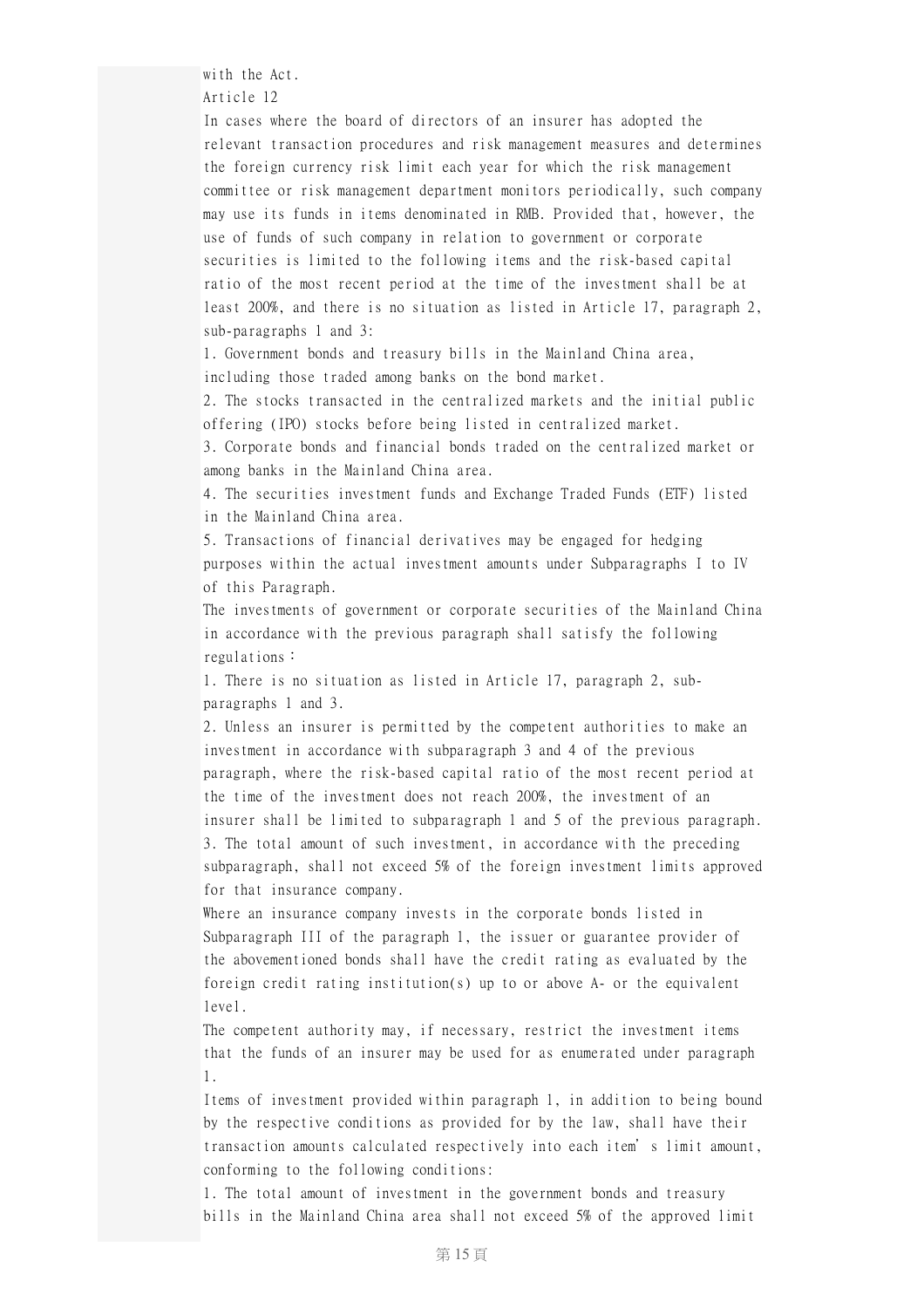with the Act.

Article 12

In cases where the board of directors of an insurer has adopted the relevant transaction procedures and risk management measures and determines the foreign currency risk limit each year for which the risk management committee or risk management department monitors periodically, such company may use its funds in items denominated in RMB. Provided that, however, the use of funds of such company in relation to government or corporate securities is limited to the following items and the risk-based capital ratio of the most recent period at the time of the investment shall be at least 200%, and there is no situation as listed in Article 17, paragraph 2, sub-paragraphs 1 and 3:

1. Government bonds and treasury bills in the Mainland China area, including those traded among banks on the bond market.
2. The stocks transacted in the centralized markets and the initial public offering (IPO) stocks before being listed in centralized market.
3. Corporate bonds and financial bonds traded on the centralized market or among banks in the Mainland China area.
4. The securities investment funds and Exchange Traded Funds (ETF) listed in the Mainland China area.
5. Transactions of financial derivatives may be engaged for hedging purposes within the actual investment amounts under Subparagraphs I to IV of this Paragraph.

The investments of government or corporate securities of the Mainland China in accordance with the previous paragraph shall satisfy the following regulations：

1. There is no situation as listed in Article 17, paragraph 2, sub-paragraphs 1 and 3.
2. Unless an insurer is permitted by the competent authorities to make an investment in accordance with subparagraph 3 and 4 of the previous paragraph, where the risk-based capital ratio of the most recent period at the time of the investment does not reach 200%, the investment of an insurer shall be limited to subparagraph 1 and 5 of the previous paragraph.
3. The total amount of such investment, in accordance with the preceding subparagraph, shall not exceed 5% of the foreign investment limits approved for that insurance company.

Where an insurance company invests in the corporate bonds listed in Subparagraph III of the paragraph 1, the issuer or guarantee provider of the abovementioned bonds shall have the credit rating as evaluated by the foreign credit rating institution(s) up to or above A- or the equivalent level.

The competent authority may, if necessary, restrict the investment items that the funds of an insurer may be used for as enumerated under paragraph 1.

Items of investment provided within paragraph 1, in addition to being bound by the respective conditions as provided for by the law, shall have their transaction amounts calculated respectively into each item's limit amount, conforming to the following conditions:

1. The total amount of investment in the government bonds and treasury bills in the Mainland China area shall not exceed 5% of the approved limit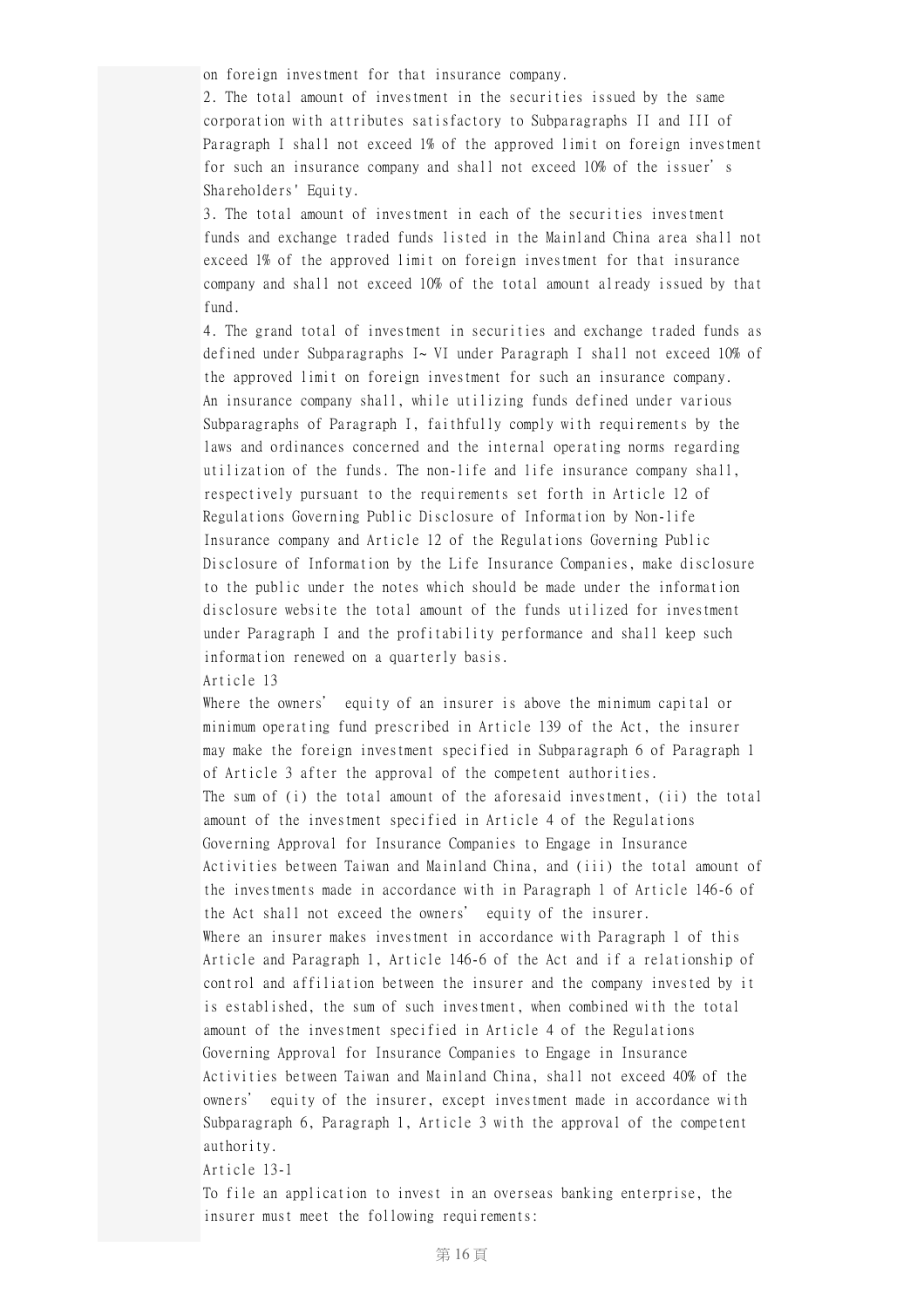on foreign investment for that insurance company.

2. The total amount of investment in the securities issued by the same corporation with attributes satisfactory to Subparagraphs II and III of Paragraph I shall not exceed 1% of the approved limit on foreign investment for such an insurance company and shall not exceed 10% of the issuer's Shareholders' Equity.

3. The total amount of investment in each of the securities investment funds and exchange traded funds listed in the Mainland China area shall not exceed 1% of the approved limit on foreign investment for that insurance company and shall not exceed 10% of the total amount already issued by that fund.

4. The grand total of investment in securities and exchange traded funds as defined under Subparagraphs I~ VI under Paragraph I shall not exceed 10% of the approved limit on foreign investment for such an insurance company.

An insurance company shall, while utilizing funds defined under various Subparagraphs of Paragraph I, faithfully comply with requirements by the laws and ordinances concerned and the internal operating norms regarding utilization of the funds. The non-life and life insurance company shall, respectively pursuant to the requirements set forth in Article 12 of Regulations Governing Public Disclosure of Information by Non-life Insurance company and Article 12 of the Regulations Governing Public Disclosure of Information by the Life Insurance Companies, make disclosure to the public under the notes which should be made under the information disclosure website the total amount of the funds utilized for investment under Paragraph I and the profitability performance and shall keep such information renewed on a quarterly basis.

Article 13

Where the owners' equity of an insurer is above the minimum capital or minimum operating fund prescribed in Article 139 of the Act, the insurer may make the foreign investment specified in Subparagraph 6 of Paragraph 1 of Article 3 after the approval of the competent authorities.

The sum of (i) the total amount of the aforesaid investment, (ii) the total amount of the investment specified in Article 4 of the Regulations Governing Approval for Insurance Companies to Engage in Insurance Activities between Taiwan and Mainland China, and (iii) the total amount of the investments made in accordance with in Paragraph 1 of Article 146-6 of the Act shall not exceed the owners' equity of the insurer.

Where an insurer makes investment in accordance with Paragraph 1 of this Article and Paragraph 1, Article 146-6 of the Act and if a relationship of control and affiliation between the insurer and the company invested by it is established, the sum of such investment, when combined with the total amount of the investment specified in Article 4 of the Regulations Governing Approval for Insurance Companies to Engage in Insurance Activities between Taiwan and Mainland China, shall not exceed 40% of the owners' equity of the insurer, except investment made in accordance with Subparagraph 6, Paragraph 1, Article 3 with the approval of the competent authority.

Article 13-1

To file an application to invest in an overseas banking enterprise, the insurer must meet the following requirements: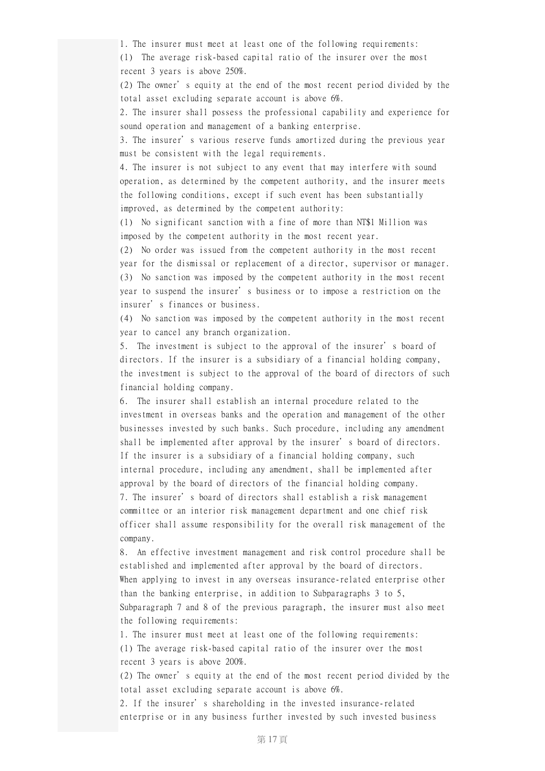1. The insurer must meet at least one of the following requirements:

(1) The average risk-based capital ratio of the insurer over the most recent 3 years is above 250%.

(2) The owner' s equity at the end of the most recent period divided by the total asset excluding separate account is above 6%.

2. The insurer shall possess the professional capability and experience for sound operation and management of a banking enterprise.

3. The insurer' s various reserve funds amortized during the previous year must be consistent with the legal requirements.

4. The insurer is not subject to any event that may interfere with sound operation, as determined by the competent authority, and the insurer meets the following conditions, except if such event has been substantially improved, as determined by the competent authority:

(1) No significant sanction with a fine of more than NT$1 Million was imposed by the competent authority in the most recent year.

(2) No order was issued from the competent authority in the most recent year for the dismissal or replacement of a director, supervisor or manager.

(3) No sanction was imposed by the competent authority in the most recent year to suspend the insurer' s business or to impose a restriction on the insurer' s finances or business.

(4) No sanction was imposed by the competent authority in the most recent year to cancel any branch organization.

5. The investment is subject to the approval of the insurer' s board of directors. If the insurer is a subsidiary of a financial holding company, the investment is subject to the approval of the board of directors of such financial holding company.

6. The insurer shall establish an internal procedure related to the investment in overseas banks and the operation and management of the other businesses invested by such banks. Such procedure, including any amendment shall be implemented after approval by the insurer' s board of directors. If the insurer is a subsidiary of a financial holding company, such internal procedure, including any amendment, shall be implemented after approval by the board of directors of the financial holding company.

7. The insurer' s board of directors shall establish a risk management committee or an interior risk management department and one chief risk officer shall assume responsibility for the overall risk management of the company.

8. An effective investment management and risk control procedure shall be established and implemented after approval by the board of directors.

When applying to invest in any overseas insurance-related enterprise other than the banking enterprise, in addition to Subparagraphs 3 to 5, Subparagraph 7 and 8 of the previous paragraph, the insurer must also meet the following requirements:

1. The insurer must meet at least one of the following requirements:

(1) The average risk-based capital ratio of the insurer over the most recent 3 years is above 200%.

(2) The owner' s equity at the end of the most recent period divided by the total asset excluding separate account is above 6%.

2. If the insurer' s shareholding in the invested insurance-related enterprise or in any business further invested by such invested business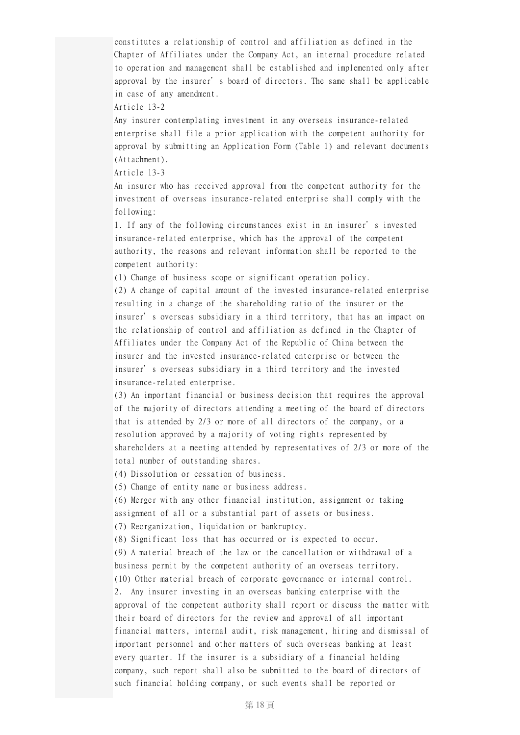constitutes a relationship of control and affiliation as defined in the Chapter of Affiliates under the Company Act, an internal procedure related to operation and management shall be established and implemented only after approval by the insurer' s board of directors. The same shall be applicable in case of any amendment.

Article 13-2

Any insurer contemplating investment in any overseas insurance-related enterprise shall file a prior application with the competent authority for approval by submitting an Application Form (Table 1) and relevant documents (Attachment).

Article 13-3

An insurer who has received approval from the competent authority for the investment of overseas insurance-related enterprise shall comply with the following:

1. If any of the following circumstances exist in an insurer' s invested insurance-related enterprise, which has the approval of the competent authority, the reasons and relevant information shall be reported to the competent authority:

(1) Change of business scope or significant operation policy.

(2) A change of capital amount of the invested insurance-related enterprise resulting in a change of the shareholding ratio of the insurer or the insurer' s overseas subsidiary in a third territory, that has an impact on the relationship of control and affiliation as defined in the Chapter of Affiliates under the Company Act of the Republic of China between the insurer and the invested insurance-related enterprise or between the insurer' s overseas subsidiary in a third territory and the invested insurance-related enterprise.

(3) An important financial or business decision that requires the approval of the majority of directors attending a meeting of the board of directors that is attended by 2/3 or more of all directors of the company, or a resolution approved by a majority of voting rights represented by shareholders at a meeting attended by representatives of 2/3 or more of the total number of outstanding shares.

(4) Dissolution or cessation of business.

(5) Change of entity name or business address.

(6) Merger with any other financial institution, assignment or taking assignment of all or a substantial part of assets or business.

(7) Reorganization, liquidation or bankruptcy.

(8) Significant loss that has occurred or is expected to occur.

(9) A material breach of the law or the cancellation or withdrawal of a business permit by the competent authority of an overseas territory.

(10) Other material breach of corporate governance or internal control.

2. Any insurer investing in an overseas banking enterprise with the approval of the competent authority shall report or discuss the matter with their board of directors for the review and approval of all important financial matters, internal audit, risk management, hiring and dismissal of important personnel and other matters of such overseas banking at least every quarter. If the insurer is a subsidiary of a financial holding company, such report shall also be submitted to the board of directors of such financial holding company, or such events shall be reported or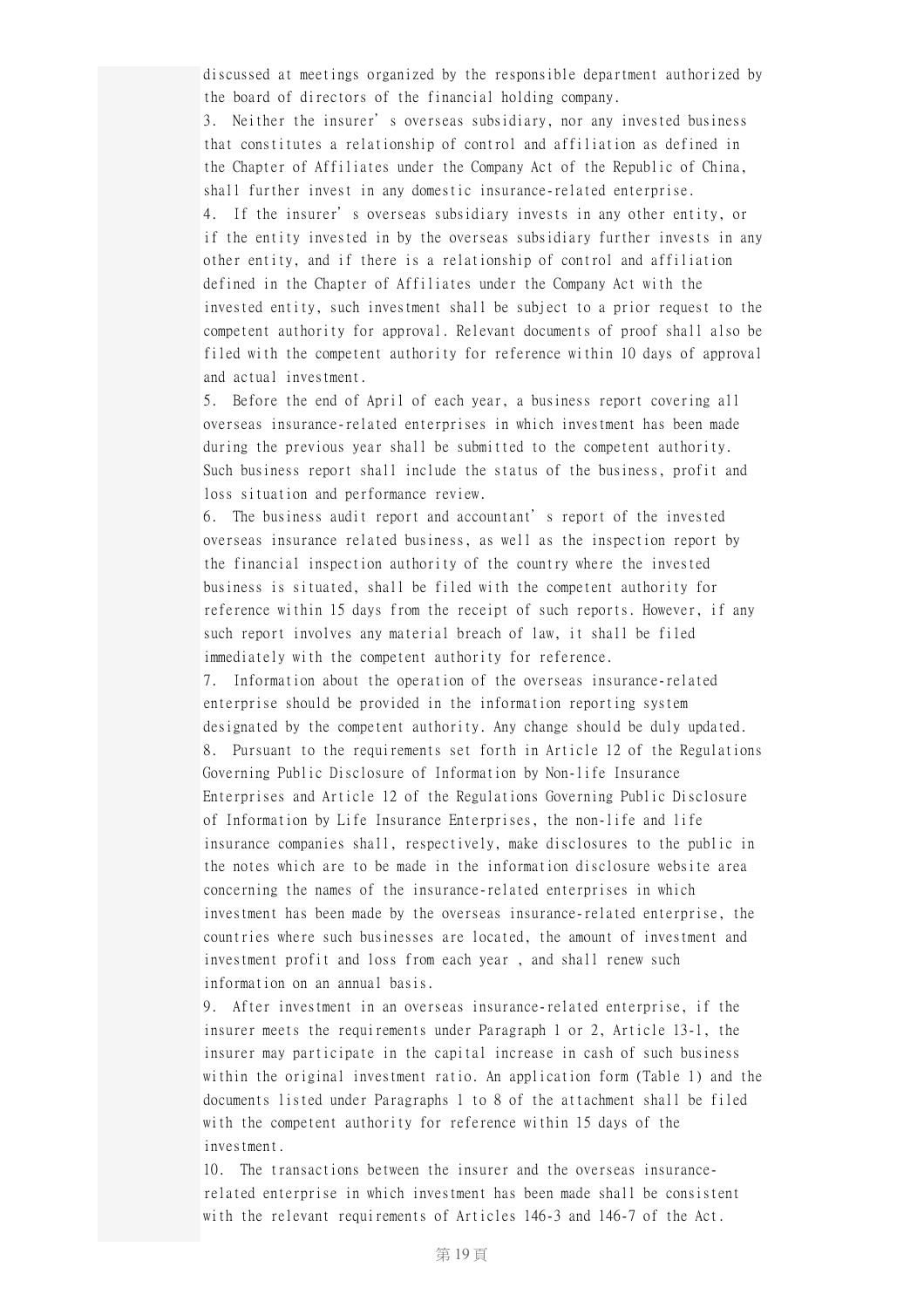discussed at meetings organized by the responsible department authorized by the board of directors of the financial holding company.

3. Neither the insurer' s overseas subsidiary, nor any invested business that constitutes a relationship of control and affiliation as defined in the Chapter of Affiliates under the Company Act of the Republic of China, shall further invest in any domestic insurance-related enterprise.

4. If the insurer' s overseas subsidiary invests in any other entity, or if the entity invested in by the overseas subsidiary further invests in any other entity, and if there is a relationship of control and affiliation defined in the Chapter of Affiliates under the Company Act with the invested entity, such investment shall be subject to a prior request to the competent authority for approval. Relevant documents of proof shall also be filed with the competent authority for reference within 10 days of approval and actual investment.

5. Before the end of April of each year, a business report covering all overseas insurance-related enterprises in which investment has been made during the previous year shall be submitted to the competent authority. Such business report shall include the status of the business, profit and loss situation and performance review.

6. The business audit report and accountant' s report of the invested overseas insurance related business, as well as the inspection report by the financial inspection authority of the country where the invested business is situated, shall be filed with the competent authority for reference within 15 days from the receipt of such reports. However, if any such report involves any material breach of law, it shall be filed immediately with the competent authority for reference.

7. Information about the operation of the overseas insurance-related enterprise should be provided in the information reporting system designated by the competent authority. Any change should be duly updated.

8. Pursuant to the requirements set forth in Article 12 of the Regulations Governing Public Disclosure of Information by Non-life Insurance Enterprises and Article 12 of the Regulations Governing Public Disclosure of Information by Life Insurance Enterprises, the non-life and life insurance companies shall, respectively, make disclosures to the public in the notes which are to be made in the information disclosure website area concerning the names of the insurance-related enterprises in which investment has been made by the overseas insurance-related enterprise, the countries where such businesses are located, the amount of investment and investment profit and loss from each year , and shall renew such information on an annual basis.

9. After investment in an overseas insurance-related enterprise, if the insurer meets the requirements under Paragraph 1 or 2, Article 13-1, the insurer may participate in the capital increase in cash of such business within the original investment ratio. An application form (Table 1) and the documents listed under Paragraphs 1 to 8 of the attachment shall be filed with the competent authority for reference within 15 days of the investment.

10. The transactions between the insurer and the overseas insurance-related enterprise in which investment has been made shall be consistent with the relevant requirements of Articles 146-3 and 146-7 of the Act.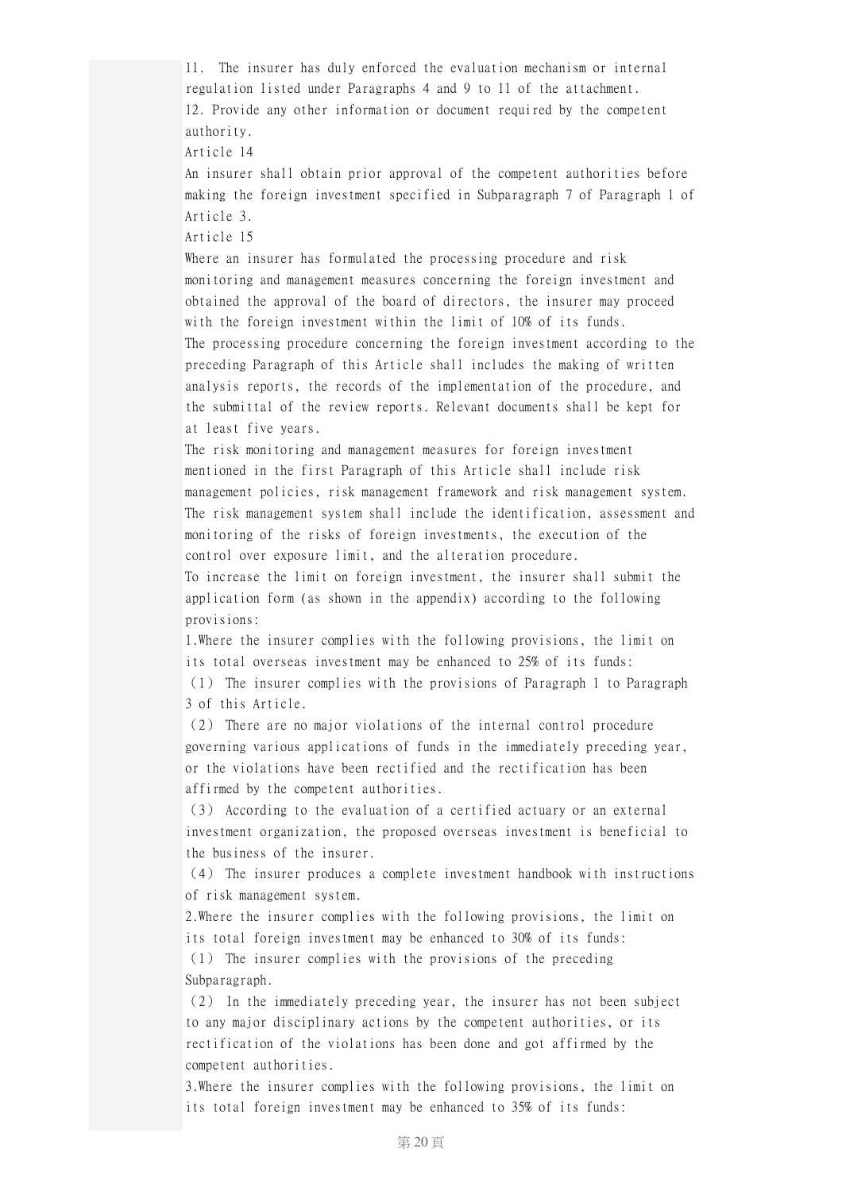11. The insurer has duly enforced the evaluation mechanism or internal regulation listed under Paragraphs 4 and 9 to 11 of the attachment.

12. Provide any other information or document required by the competent authority.

Article 14

An insurer shall obtain prior approval of the competent authorities before making the foreign investment specified in Subparagraph 7 of Paragraph 1 of Article 3.

Article 15

Where an insurer has formulated the processing procedure and risk monitoring and management measures concerning the foreign investment and obtained the approval of the board of directors, the insurer may proceed with the foreign investment within the limit of 10% of its funds.

The processing procedure concerning the foreign investment according to the preceding Paragraph of this Article shall includes the making of written analysis reports, the records of the implementation of the procedure, and the submittal of the review reports. Relevant documents shall be kept for at least five years.

The risk monitoring and management measures for foreign investment mentioned in the first Paragraph of this Article shall include risk management policies, risk management framework and risk management system. The risk management system shall include the identification, assessment and monitoring of the risks of foreign investments, the execution of the control over exposure limit, and the alteration procedure.

To increase the limit on foreign investment, the insurer shall submit the application form (as shown in the appendix) according to the following provisions:

1.Where the insurer complies with the following provisions, the limit on its total overseas investment may be enhanced to 25% of its funds:

（1） The insurer complies with the provisions of Paragraph 1 to Paragraph 3 of this Article.

（2） There are no major violations of the internal control procedure governing various applications of funds in the immediately preceding year, or the violations have been rectified and the rectification has been affirmed by the competent authorities.

（3） According to the evaluation of a certified actuary or an external investment organization, the proposed overseas investment is beneficial to the business of the insurer.

（4） The insurer produces a complete investment handbook with instructions of risk management system.

2.Where the insurer complies with the following provisions, the limit on its total foreign investment may be enhanced to 30% of its funds:

（1） The insurer complies with the provisions of the preceding Subparagraph.

（2） In the immediately preceding year, the insurer has not been subject to any major disciplinary actions by the competent authorities, or its rectification of the violations has been done and got affirmed by the competent authorities.

3.Where the insurer complies with the following provisions, the limit on its total foreign investment may be enhanced to 35% of its funds: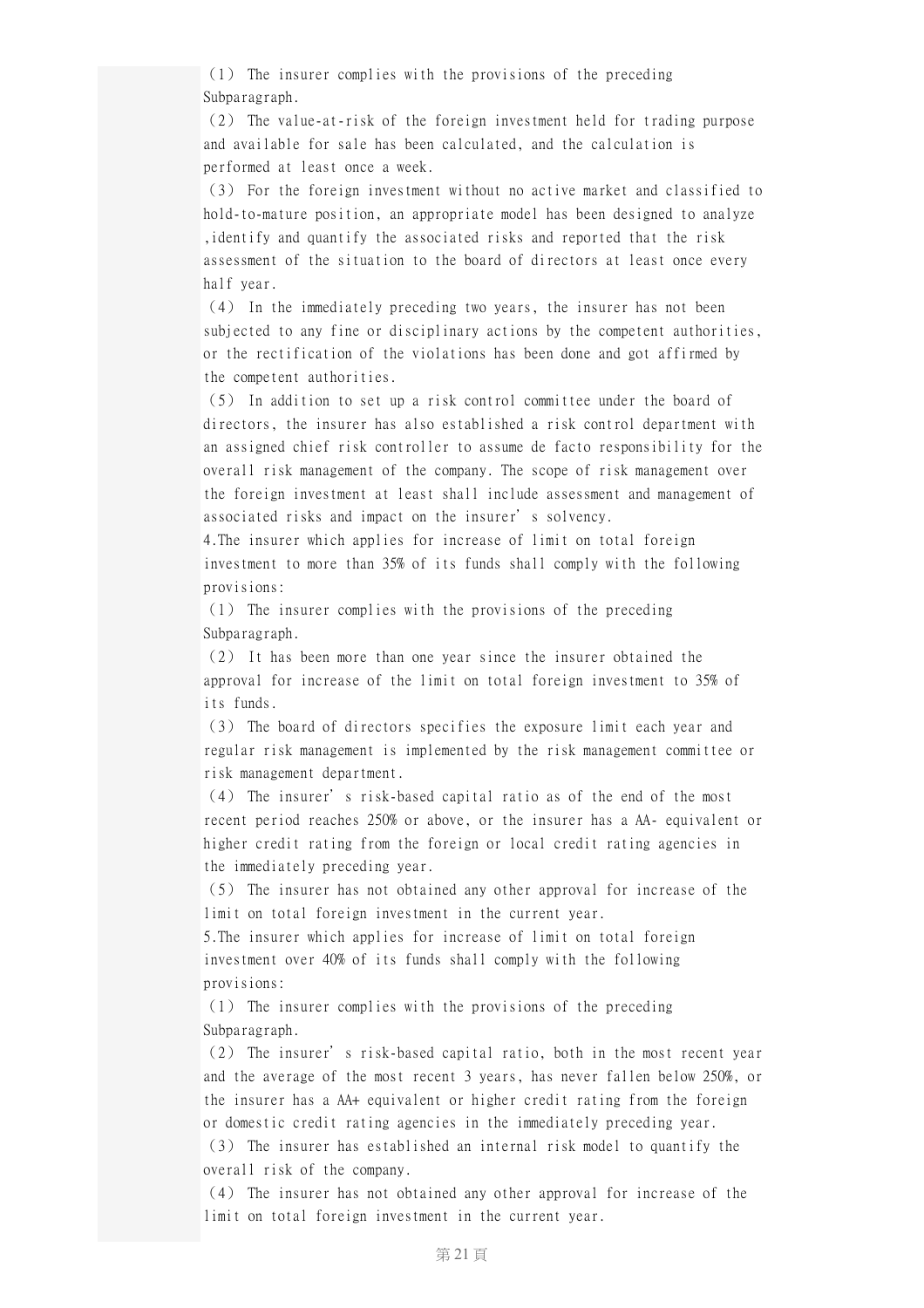（1） The insurer complies with the provisions of the preceding Subparagraph.

（2） The value-at-risk of the foreign investment held for trading purpose and available for sale has been calculated, and the calculation is performed at least once a week.

（3） For the foreign investment without no active market and classified to hold-to-mature position, an appropriate model has been designed to analyze ,identify and quantify the associated risks and reported that the risk assessment of the situation to the board of directors at least once every half year.

（4） In the immediately preceding two years, the insurer has not been subjected to any fine or disciplinary actions by the competent authorities, or the rectification of the violations has been done and got affirmed by the competent authorities.

（5） In addition to set up a risk control committee under the board of directors, the insurer has also established a risk control department with an assigned chief risk controller to assume de facto responsibility for the overall risk management of the company. The scope of risk management over the foreign investment at least shall include assessment and management of associated risks and impact on the insurer's solvency.

4.The insurer which applies for increase of limit on total foreign investment to more than 35% of its funds shall comply with the following provisions:

（1） The insurer complies with the provisions of the preceding Subparagraph.

（2） It has been more than one year since the insurer obtained the approval for increase of the limit on total foreign investment to 35% of its funds.

（3） The board of directors specifies the exposure limit each year and regular risk management is implemented by the risk management committee or risk management department.

（4） The insurer's risk-based capital ratio as of the end of the most recent period reaches 250% or above, or the insurer has a AA- equivalent or higher credit rating from the foreign or local credit rating agencies in the immediately preceding year.

（5） The insurer has not obtained any other approval for increase of the limit on total foreign investment in the current year.

5.The insurer which applies for increase of limit on total foreign investment over 40% of its funds shall comply with the following provisions:

（1） The insurer complies with the provisions of the preceding Subparagraph.

（2） The insurer's risk-based capital ratio, both in the most recent year and the average of the most recent 3 years, has never fallen below 250%, or the insurer has a AA+ equivalent or higher credit rating from the foreign or domestic credit rating agencies in the immediately preceding year.

（3） The insurer has established an internal risk model to quantify the overall risk of the company.

（4） The insurer has not obtained any other approval for increase of the limit on total foreign investment in the current year.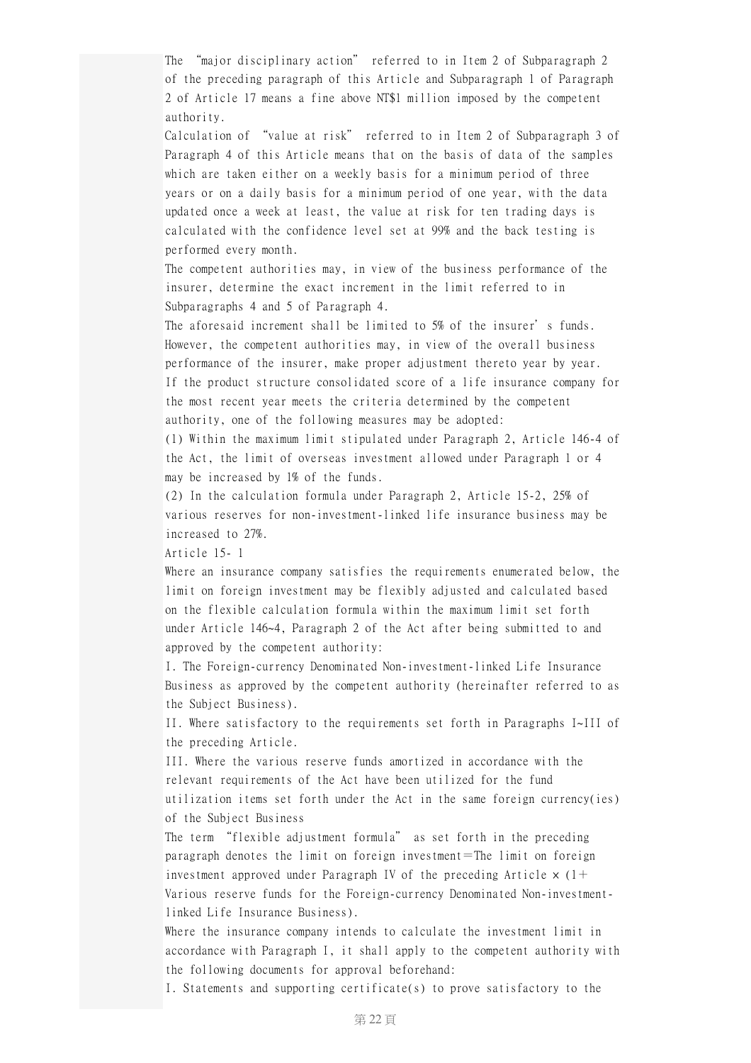The "major disciplinary action" referred to in Item 2 of Subparagraph 2 of the preceding paragraph of this Article and Subparagraph 1 of Paragraph 2 of Article 17 means a fine above NT$1 million imposed by the competent authority.

Calculation of "value at risk" referred to in Item 2 of Subparagraph 3 of Paragraph 4 of this Article means that on the basis of data of the samples which are taken either on a weekly basis for a minimum period of three years or on a daily basis for a minimum period of one year, with the data updated once a week at least, the value at risk for ten trading days is calculated with the confidence level set at 99% and the back testing is performed every month.

The competent authorities may, in view of the business performance of the insurer, determine the exact increment in the limit referred to in Subparagraphs 4 and 5 of Paragraph 4.

The aforesaid increment shall be limited to 5% of the insurer's funds. However, the competent authorities may, in view of the overall business performance of the insurer, make proper adjustment thereto year by year.

If the product structure consolidated score of a life insurance company for the most recent year meets the criteria determined by the competent authority, one of the following measures may be adopted:

(1) Within the maximum limit stipulated under Paragraph 2, Article 146-4 of the Act, the limit of overseas investment allowed under Paragraph 1 or 4 may be increased by 1% of the funds.

(2) In the calculation formula under Paragraph 2, Article 15-2, 25% of various reserves for non-investment-linked life insurance business may be increased to 27%.

Article 15- 1

Where an insurance company satisfies the requirements enumerated below, the limit on foreign investment may be flexibly adjusted and calculated based on the flexible calculation formula within the maximum limit set forth under Article 146~4, Paragraph 2 of the Act after being submitted to and approved by the competent authority:

I. The Foreign-currency Denominated Non-investment-linked Life Insurance Business as approved by the competent authority (hereinafter referred to as the Subject Business).

II. Where satisfactory to the requirements set forth in Paragraphs I~III of the preceding Article.

III. Where the various reserve funds amortized in accordance with the relevant requirements of the Act have been utilized for the fund utilization items set forth under the Act in the same foreign currency(ies) of the Subject Business

The term "flexible adjustment formula" as set forth in the preceding paragraph denotes the limit on foreign investment＝The limit on foreign investment approved under Paragraph IV of the preceding Article × (1＋ Various reserve funds for the Foreign-currency Denominated Non-investment-linked Life Insurance Business).

Where the insurance company intends to calculate the investment limit in accordance with Paragraph I, it shall apply to the competent authority with the following documents for approval beforehand:

I. Statements and supporting certificate(s) to prove satisfactory to the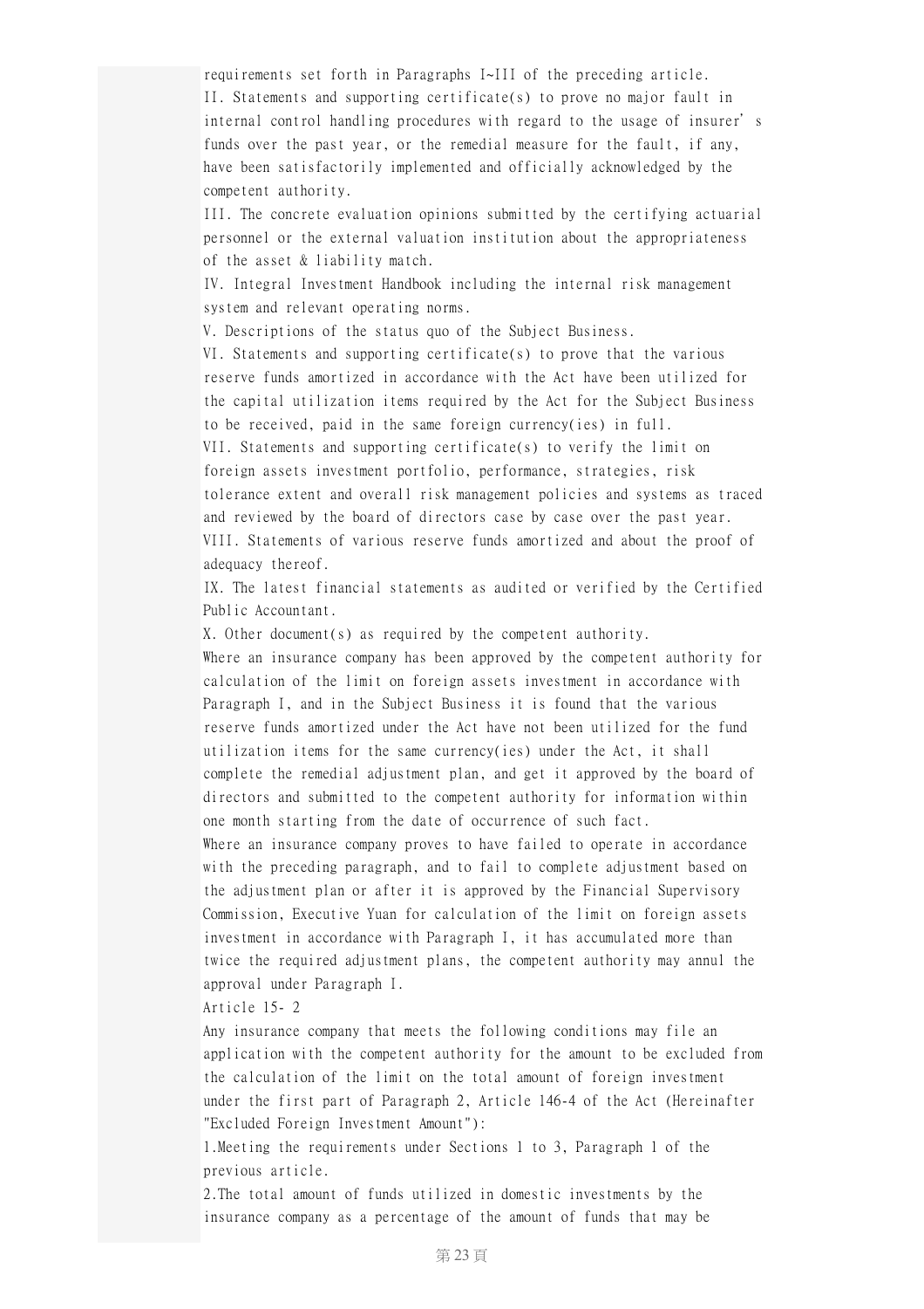requirements set forth in Paragraphs I~III of the preceding article.

II. Statements and supporting certificate(s) to prove no major fault in internal control handling procedures with regard to the usage of insurer' s funds over the past year, or the remedial measure for the fault, if any, have been satisfactorily implemented and officially acknowledged by the competent authority.

III. The concrete evaluation opinions submitted by the certifying actuarial personnel or the external valuation institution about the appropriateness of the asset & liability match.

IV. Integral Investment Handbook including the internal risk management system and relevant operating norms.

V. Descriptions of the status quo of the Subject Business.

VI. Statements and supporting certificate(s) to prove that the various reserve funds amortized in accordance with the Act have been utilized for the capital utilization items required by the Act for the Subject Business to be received, paid in the same foreign currency(ies) in full.

VII. Statements and supporting certificate(s) to verify the limit on foreign assets investment portfolio, performance, strategies, risk tolerance extent and overall risk management policies and systems as traced and reviewed by the board of directors case by case over the past year.

VIII. Statements of various reserve funds amortized and about the proof of adequacy thereof.

IX. The latest financial statements as audited or verified by the Certified Public Accountant.

X. Other document(s) as required by the competent authority.

Where an insurance company has been approved by the competent authority for calculation of the limit on foreign assets investment in accordance with Paragraph I, and in the Subject Business it is found that the various reserve funds amortized under the Act have not been utilized for the fund utilization items for the same currency(ies) under the Act, it shall complete the remedial adjustment plan, and get it approved by the board of directors and submitted to the competent authority for information within one month starting from the date of occurrence of such fact.

Where an insurance company proves to have failed to operate in accordance with the preceding paragraph, and to fail to complete adjustment based on the adjustment plan or after it is approved by the Financial Supervisory Commission, Executive Yuan for calculation of the limit on foreign assets investment in accordance with Paragraph I, it has accumulated more than twice the required adjustment plans, the competent authority may annul the approval under Paragraph I.

Article 15- 2

Any insurance company that meets the following conditions may file an application with the competent authority for the amount to be excluded from the calculation of the limit on the total amount of foreign investment under the first part of Paragraph 2, Article 146-4 of the Act (Hereinafter "Excluded Foreign Investment Amount"):

1.Meeting the requirements under Sections 1 to 3, Paragraph 1 of the previous article.

2.The total amount of funds utilized in domestic investments by the insurance company as a percentage of the amount of funds that may be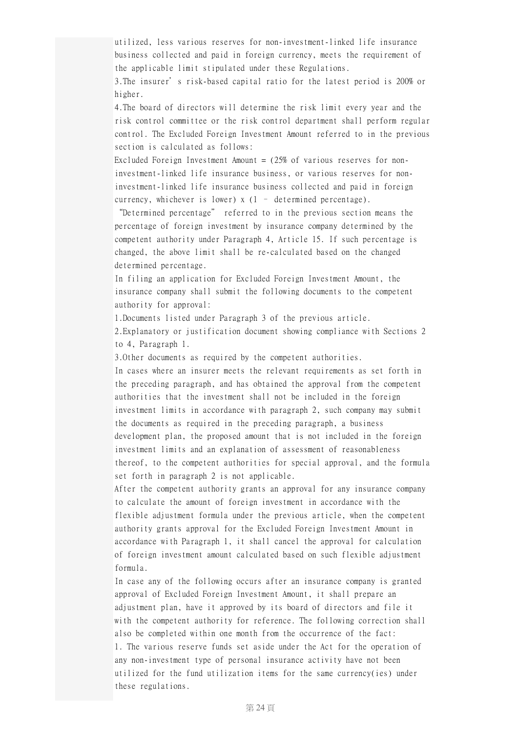utilized, less various reserves for non-investment-linked life insurance business collected and paid in foreign currency, meets the requirement of the applicable limit stipulated under these Regulations.

3.The insurer' s risk-based capital ratio for the latest period is 200% or higher.

4.The board of directors will determine the risk limit every year and the risk control committee or the risk control department shall perform regular control. The Excluded Foreign Investment Amount referred to in the previous section is calculated as follows:

Excluded Foreign Investment Amount = (25% of various reserves for non-investment-linked life insurance business, or various reserves for non-investment-linked life insurance business collected and paid in foreign currency, whichever is lower) x (1 – determined percentage).

"Determined percentage" referred to in the previous section means the percentage of foreign investment by insurance company determined by the competent authority under Paragraph 4, Article 15. If such percentage is changed, the above limit shall be re-calculated based on the changed determined percentage.

In filing an application for Excluded Foreign Investment Amount, the insurance company shall submit the following documents to the competent authority for approval:

1.Documents listed under Paragraph 3 of the previous article.

2.Explanatory or justification document showing compliance with Sections 2 to 4, Paragraph 1.

3.Other documents as required by the competent authorities.

In cases where an insurer meets the relevant requirements as set forth in the preceding paragraph, and has obtained the approval from the competent authorities that the investment shall not be included in the foreign investment limits in accordance with paragraph 2, such company may submit the documents as required in the preceding paragraph, a business development plan, the proposed amount that is not included in the foreign investment limits and an explanation of assessment of reasonableness thereof, to the competent authorities for special approval, and the formula set forth in paragraph 2 is not applicable.

After the competent authority grants an approval for any insurance company to calculate the amount of foreign investment in accordance with the flexible adjustment formula under the previous article, when the competent authority grants approval for the Excluded Foreign Investment Amount in accordance with Paragraph 1, it shall cancel the approval for calculation of foreign investment amount calculated based on such flexible adjustment formula.

In case any of the following occurs after an insurance company is granted approval of Excluded Foreign Investment Amount, it shall prepare an adjustment plan, have it approved by its board of directors and file it with the competent authority for reference. The following correction shall also be completed within one month from the occurrence of the fact:

1. The various reserve funds set aside under the Act for the operation of any non-investment type of personal insurance activity have not been utilized for the fund utilization items for the same currency(ies) under these regulations.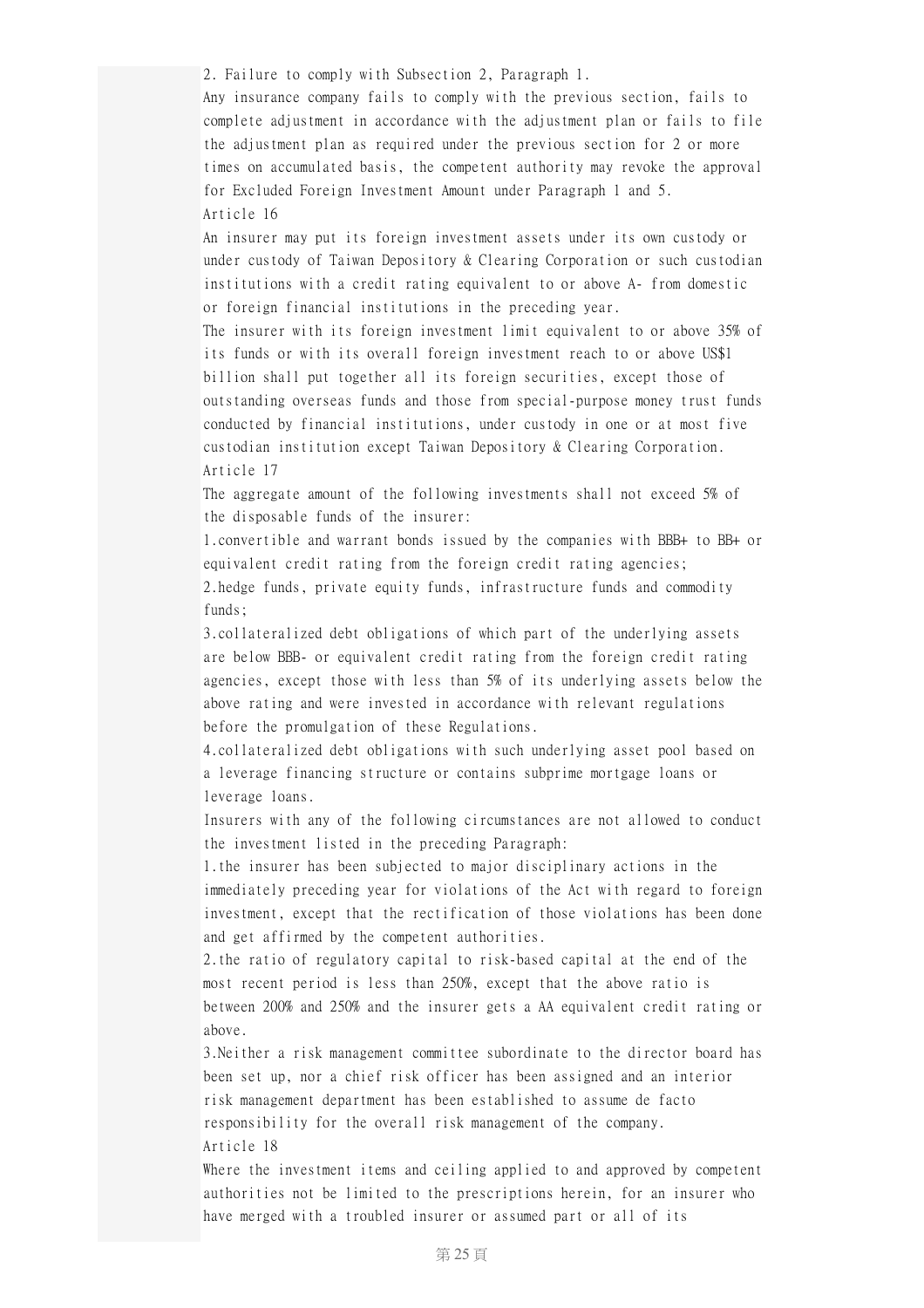2. Failure to comply with Subsection 2, Paragraph 1.

Any insurance company fails to comply with the previous section, fails to complete adjustment in accordance with the adjustment plan or fails to file the adjustment plan as required under the previous section for 2 or more times on accumulated basis, the competent authority may revoke the approval for Excluded Foreign Investment Amount under Paragraph 1 and 5.

Article 16

An insurer may put its foreign investment assets under its own custody or under custody of Taiwan Depository & Clearing Corporation or such custodian institutions with a credit rating equivalent to or above A- from domestic or foreign financial institutions in the preceding year.

The insurer with its foreign investment limit equivalent to or above 35% of its funds or with its overall foreign investment reach to or above US$1 billion shall put together all its foreign securities, except those of outstanding overseas funds and those from special-purpose money trust funds conducted by financial institutions, under custody in one or at most five custodian institution except Taiwan Depository & Clearing Corporation.

Article 17

The aggregate amount of the following investments shall not exceed 5% of the disposable funds of the insurer:

1.convertible and warrant bonds issued by the companies with BBB+ to BB+ or equivalent credit rating from the foreign credit rating agencies;

2.hedge funds, private equity funds, infrastructure funds and commodity funds;

3.collateralized debt obligations of which part of the underlying assets are below BBB- or equivalent credit rating from the foreign credit rating agencies, except those with less than 5% of its underlying assets below the above rating and were invested in accordance with relevant regulations before the promulgation of these Regulations.

4.collateralized debt obligations with such underlying asset pool based on a leverage financing structure or contains subprime mortgage loans or leverage loans.

Insurers with any of the following circumstances are not allowed to conduct the investment listed in the preceding Paragraph:

1.the insurer has been subjected to major disciplinary actions in the immediately preceding year for violations of the Act with regard to foreign investment, except that the rectification of those violations has been done and get affirmed by the competent authorities.

2.the ratio of regulatory capital to risk-based capital at the end of the most recent period is less than 250%, except that the above ratio is between 200% and 250% and the insurer gets a AA equivalent credit rating or above.

3.Neither a risk management committee subordinate to the director board has been set up, nor a chief risk officer has been assigned and an interior risk management department has been established to assume de facto responsibility for the overall risk management of the company.

Article 18

Where the investment items and ceiling applied to and approved by competent authorities not be limited to the prescriptions herein, for an insurer who have merged with a troubled insurer or assumed part or all of its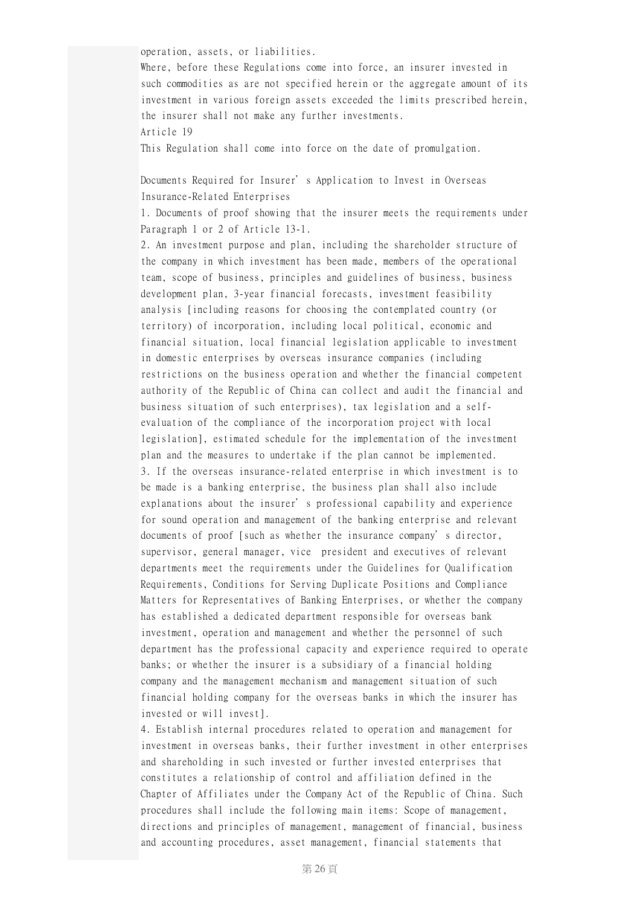operation, assets, or liabilities.

Where, before these Regulations come into force, an insurer invested in such commodities as are not specified herein or the aggregate amount of its investment in various foreign assets exceeded the limits prescribed herein, the insurer shall not make any further investments.

Article 19

This Regulation shall come into force on the date of promulgation.

Documents Required for Insurer's Application to Invest in Overseas Insurance-Related Enterprises

1. Documents of proof showing that the insurer meets the requirements under Paragraph 1 or 2 of Article 13-1.
2. An investment purpose and plan, including the shareholder structure of the company in which investment has been made, members of the operational team, scope of business, principles and guidelines of business, business development plan, 3-year financial forecasts, investment feasibility analysis [including reasons for choosing the contemplated country (or territory) of incorporation, including local political, economic and financial situation, local financial legislation applicable to investment in domestic enterprises by overseas insurance companies (including restrictions on the business operation and whether the financial competent authority of the Republic of China can collect and audit the financial and business situation of such enterprises), tax legislation and a self-evaluation of the compliance of the incorporation project with local legislation], estimated schedule for the implementation of the investment plan and the measures to undertake if the plan cannot be implemented.
3. If the overseas insurance-related enterprise in which investment is to be made is a banking enterprise, the business plan shall also include explanations about the insurer's professional capability and experience for sound operation and management of the banking enterprise and relevant documents of proof [such as whether the insurance company's director, supervisor, general manager, vice president and executives of relevant departments meet the requirements under the Guidelines for Qualification Requirements, Conditions for Serving Duplicate Positions and Compliance Matters for Representatives of Banking Enterprises, or whether the company has established a dedicated department responsible for overseas bank investment, operation and management and whether the personnel of such department has the professional capacity and experience required to operate banks; or whether the insurer is a subsidiary of a financial holding company and the management mechanism and management situation of such financial holding company for the overseas banks in which the insurer has invested or will invest].
4. Establish internal procedures related to operation and management for investment in overseas banks, their further investment in other enterprises and shareholding in such invested or further invested enterprises that constitutes a relationship of control and affiliation defined in the Chapter of Affiliates under the Company Act of the Republic of China. Such procedures shall include the following main items: Scope of management, directions and principles of management, management of financial, business and accounting procedures, asset management, financial statements that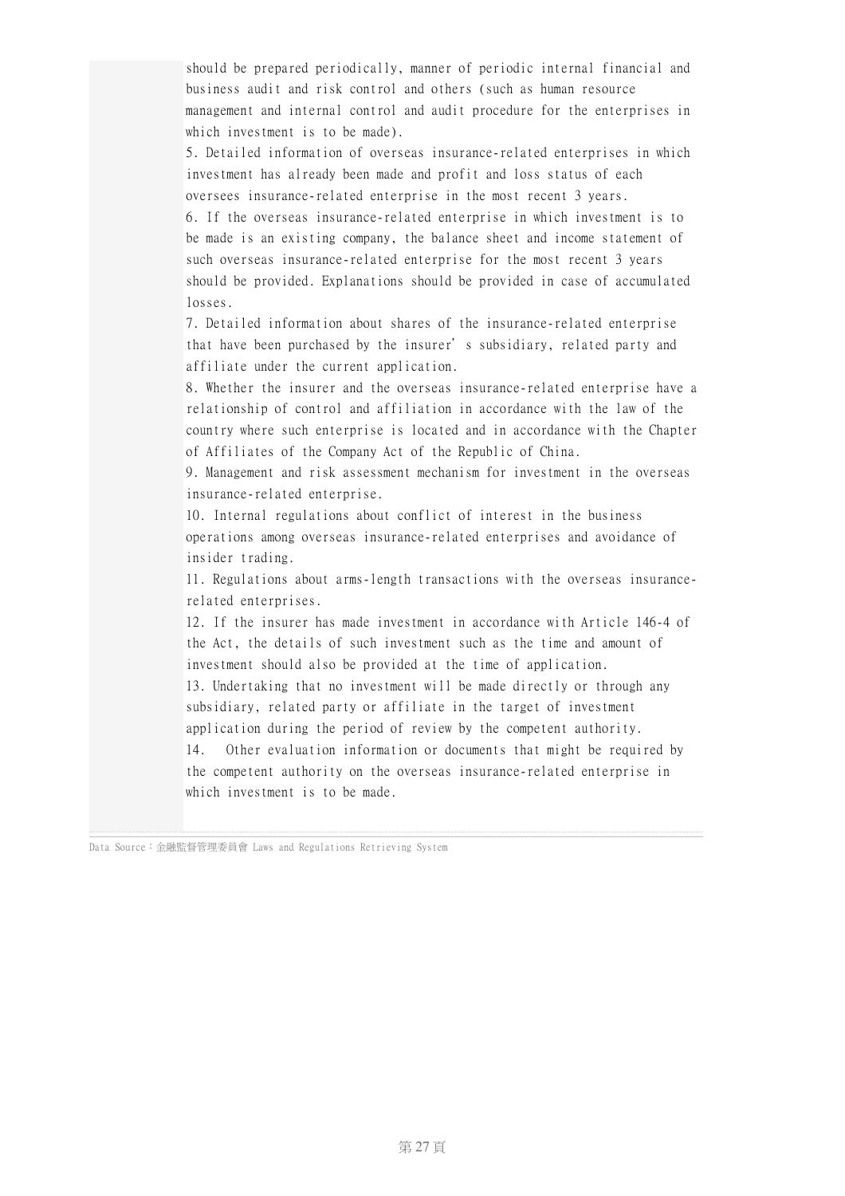should be prepared periodically, manner of periodic internal financial and business audit and risk control and others (such as human resource management and internal control and audit procedure for the enterprises in which investment is to be made).

5. Detailed information of overseas insurance-related enterprises in which investment has already been made and profit and loss status of each oversees insurance-related enterprise in the most recent 3 years.

6. If the overseas insurance-related enterprise in which investment is to be made is an existing company, the balance sheet and income statement of such overseas insurance-related enterprise for the most recent 3 years should be provided. Explanations should be provided in case of accumulated losses.

7. Detailed information about shares of the insurance-related enterprise that have been purchased by the insurer’s subsidiary, related party and affiliate under the current application.

8. Whether the insurer and the overseas insurance-related enterprise have a relationship of control and affiliation in accordance with the law of the country where such enterprise is located and in accordance with the Chapter of Affiliates of the Company Act of the Republic of China.

9. Management and risk assessment mechanism for investment in the overseas insurance-related enterprise.

10. Internal regulations about conflict of interest in the business operations among overseas insurance-related enterprises and avoidance of insider trading.

11. Regulations about arms-length transactions with the overseas insurance-related enterprises.

12. If the insurer has made investment in accordance with Article 146-4 of the Act, the details of such investment such as the time and amount of investment should also be provided at the time of application.

13. Undertaking that no investment will be made directly or through any subsidiary, related party or affiliate in the target of investment application during the period of review by the competent authority.

14. Other evaluation information or documents that might be required by the competent authority on the overseas insurance-related enterprise in which investment is to be made.

Data Source：金融監督管理委員會 Laws and Regulations Retrieving System